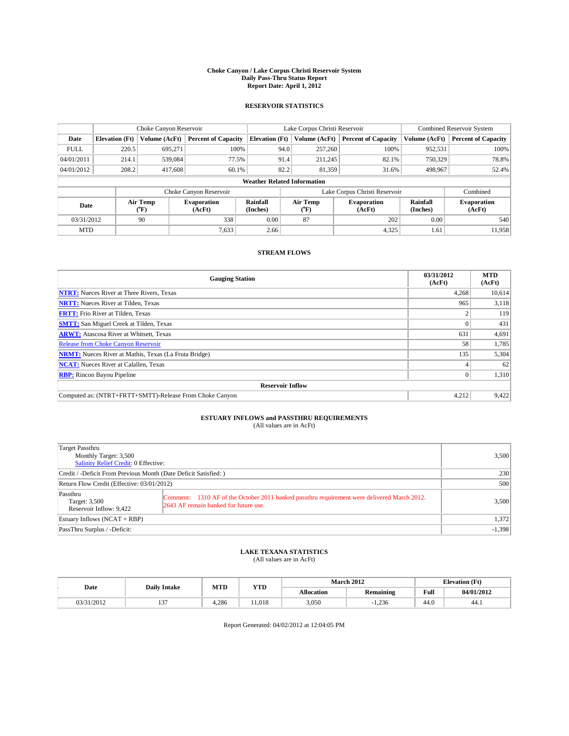# Choke Canyon / Lake Corpus Christi Reservoir System
## Daily Pass-Thru Status Report
### Report Date: April 1, 2012

## RESERVOIR STATISTICS

| | Choke Canyon Reservoir | | | Lake Corpus Christi Reservoir | | | Combined Reservoir System | |
|---|---|---|---|---|---|---|---|---|
| Date | Elevation (Ft) | Volume (AcFt) | Percent of Capacity | Elevation (Ft) | Volume (AcFt) | Percent of Capacity | Volume (AcFt) | Percent of Capacity |
| FULL | 220.5 | 695,271 | 100% | 94.0 | 257,260 | 100% | 952,531 | 100% |
| 04/01/2011 | 214.1 | 539,084 | 77.5% | 91.4 | 211,245 | 82.1% | 750,329 | 78.8% |
| 04/01/2012 | 208.2 | 417,608 | 60.1% | 82.2 | 81,359 | 31.6% | 498,967 | 52.4% |

**Weather Related Information**

| | Choke Canyon Reservoir | | | Lake Corpus Christi Reservoir | | | Combined |
|---|---|---|---|---|---|---|---|
| Date | Air Temp (°F) | Evaporation (AcFt) | Rainfall (Inches) | Air Temp (°F) | Evaporation (AcFt) | Rainfall (Inches) | Evaporation (AcFt) |
| 03/31/2012 | 90 | 338 | 0.00 | 87 | 202 | 0.00 | 540 |
| MTD | | 7,633 | 2.66 | | 4,325 | 1.61 | 11,958 |

## STREAM FLOWS

| Gauging Station | 03/31/2012 (AcFt) | MTD (AcFt) |
|---|---|---|
| NTRT: Nueces River at Three Rivers, Texas | 4,268 | 10,614 |
| NRTT: Nueces River at Tilden, Texas | 965 | 3,118 |
| FRTT: Frio River at Tilden, Texas | 2 | 119 |
| SMTT: San Miguel Creek at Tilden, Texas | 0 | 431 |
| ARWT: Atascosa River at Whitsett, Texas | 631 | 4,691 |
| Release from Choke Canyon Reservoir | 58 | 1,785 |
| NRMT: Nueces River at Mathis, Texas (La Fruta Bridge) | 135 | 5,304 |
| NCAT: Nueces River at Calallen, Texas | 4 | 62 |
| RBP: Rincon Bayou Pipeline | 0 | 1,310 |
| **Reservoir Inflow** | | |
| Computed as: (NTRT+FRTT+SMTT)-Release From Choke Canyon | 4,212 | 9,422 |

## ESTUARY INFLOWS and PASSTHRU REQUIREMENTS
(All values are in AcFt)

| | |
|---|---|
| Target Passthru<br>Monthly Target: 3,500<br>Salinity Relief Credit: 0 Effective: | 3,500 |
| Credit / -Deficit From Previous Month (Date Deficit Satisfied: ) | 230 |
| Return Flow Credit (Effective: 03/01/2012) | 500 |
| Passthru<br>Target: 3,500<br>Reservoir Inflow: 9,422<br>Comment: 1310 AF of the October 2011 banked passthru requirement were delivered March 2012. 2643 AF remain banked for future use. | 3,500 |
| Estuary Inflows (NCAT + RBP) | 1,372 |
| PassThru Surplus / -Deficit: | -1,398 |

## LAKE TEXANA STATISTICS
(All values are in AcFt)

| Date | Daily Intake | MTD | YTD | March 2012 | | Elevation (Ft) | |
|---|---|---|---|---|---|---|---|
| | | | | Allocation | Remaining | Full | 04/01/2012 |
| 03/31/2012 | 137 | 4,286 | 11,018 | 3,050 | -1,236 | 44.0 | 44.1 |

Report Generated: 04/02/2012 at 12:04:05 PM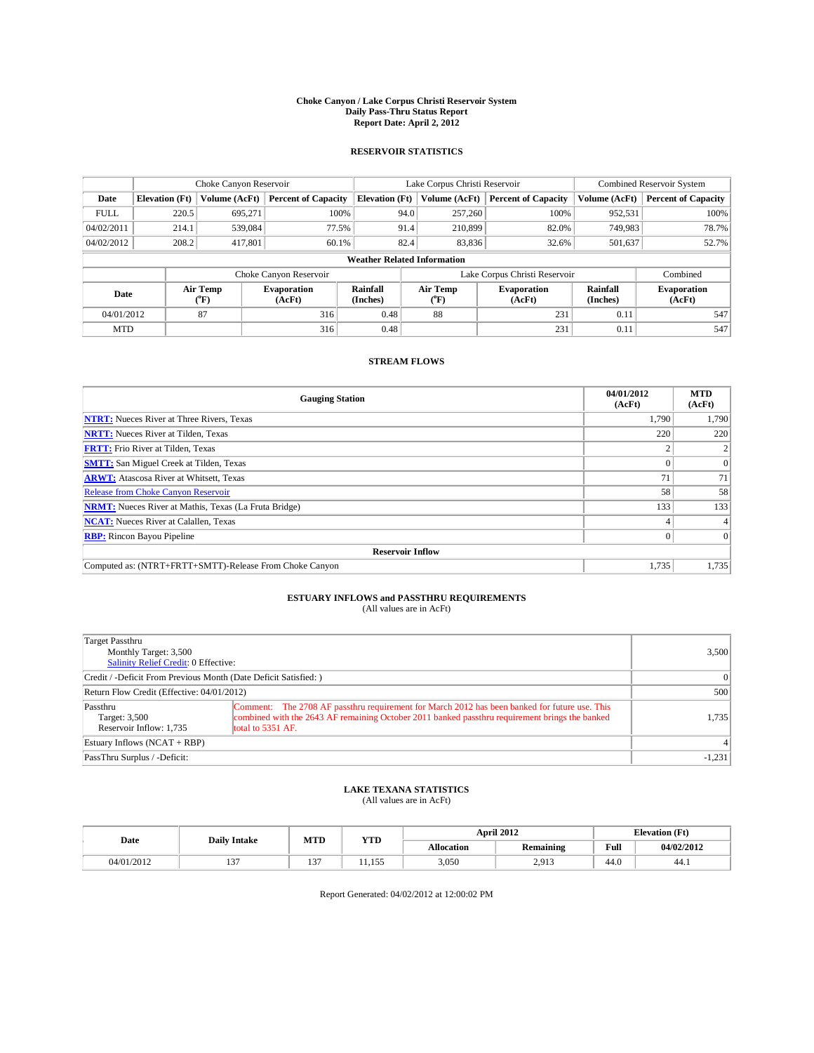# Choke Canyon / Lake Corpus Christi Reservoir System
## Daily Pass-Thru Status Report
### Report Date: April 2, 2012

## RESERVOIR STATISTICS

| | Choke Canyon Reservoir | | | Lake Corpus Christi Reservoir | | | Combined Reservoir System | |
|---|---|---|---|---|---|---|---|---|
| Date | Elevation (Ft) | Volume (AcFt) | Percent of Capacity | Elevation (Ft) | Volume (AcFt) | Percent of Capacity | Volume (AcFt) | Percent of Capacity |
| FULL | 220.5 | 695,271 | 100% | 94.0 | 257,260 | 100% | 952,531 | 100% |
| 04/02/2011 | 214.1 | 539,084 | 77.5% | 91.4 | 210,899 | 82.0% | 749,983 | 78.7% |
| 04/02/2012 | 208.2 | 417,801 | 60.1% | 82.4 | 83,836 | 32.6% | 501,637 | 52.7% |

**Weather Related Information**

| | Choke Canyon Reservoir | | | Lake Corpus Christi Reservoir | | | Combined |
|---|---|---|---|---|---|---|---|
| Date | Air Temp (°F) | Evaporation (AcFt) | Rainfall (Inches) | Air Temp (°F) | Evaporation (AcFt) | Rainfall (Inches) | Evaporation (AcFt) |
| 04/01/2012 | 87 | 316 | 0.48 | 88 | 231 | 0.11 | 547 |
| MTD | | 316 | 0.48 | | 231 | 0.11 | 547 |

## STREAM FLOWS

| Gauging Station | 04/01/2012 (AcFt) | MTD (AcFt) |
|---|---|---|
| NTRT: Nueces River at Three Rivers, Texas | 1,790 | 1,790 |
| NRTT: Nueces River at Tilden, Texas | 220 | 220 |
| FRTT: Frio River at Tilden, Texas | 2 | 2 |
| SMTT: San Miguel Creek at Tilden, Texas | 0 | 0 |
| ARWT: Atascosa River at Whitsett, Texas | 71 | 71 |
| Release from Choke Canyon Reservoir | 58 | 58 |
| NRMT: Nueces River at Mathis, Texas (La Fruta Bridge) | 133 | 133 |
| NCAT: Nueces River at Calallen, Texas | 4 | 4 |
| RBP: Rincon Bayou Pipeline | 0 | 0 |
| **Reservoir Inflow** | | |
| Computed as: (NTRT+FRTT+SMTT)-Release From Choke Canyon | 1,735 | 1,735 |

## ESTUARY INFLOWS and PASSTHRU REQUIREMENTS
(All values are in AcFt)

| | | |
|---|---|---|
| Target Passthru<br>Monthly Target: 3,500<br>Salinity Relief Credit: 0 Effective: | | 3,500 |
| Credit / -Deficit From Previous Month (Date Deficit Satisfied: ) | | 0 |
| Return Flow Credit (Effective: 04/01/2012) | | 500 |
| Passthru<br>Target: 3,500<br>Reservoir Inflow: 1,735 | Comment: The 2708 AF passthru requirement for March 2012 has been banked for future use. This combined with the 2643 AF remaining October 2011 banked passthru requirement brings the banked total to 5351 AF. | 1,735 |
| Estuary Inflows (NCAT + RBP) | | 4 |
| PassThru Surplus / -Deficit: | | -1,231 |

## LAKE TEXANA STATISTICS
(All values are in AcFt)

| Date | Daily Intake | MTD | YTD | April 2012 | | Elevation (Ft) | |
|---|---|---|---|---|---|---|---|
| | | | | Allocation | Remaining | Full | 04/02/2012 |
| 04/01/2012 | 137 | 137 | 11,155 | 3,050 | 2,913 | 44.0 | 44.1 |

Report Generated: 04/02/2012 at 12:00:02 PM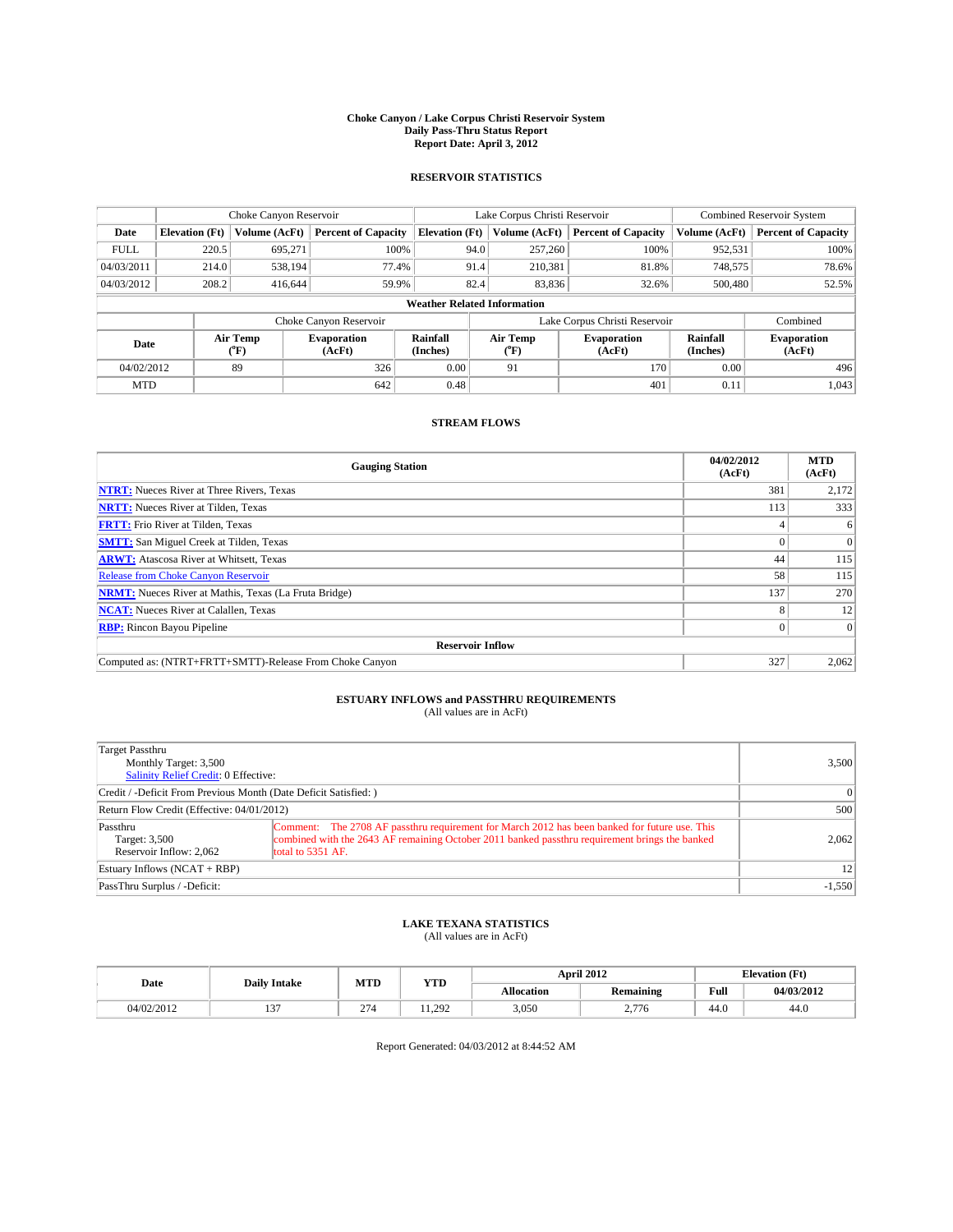# Choke Canyon / Lake Corpus Christi Reservoir System
## Daily Pass-Thru Status Report
### Report Date: April 3, 2012

## RESERVOIR STATISTICS

| | Choke Canyon Reservoir | | | Lake Corpus Christi Reservoir | | | Combined Reservoir System | |
|---|---|---|---|---|---|---|---|---|
| Date | Elevation (Ft) | Volume (AcFt) | Percent of Capacity | Elevation (Ft) | Volume (AcFt) | Percent of Capacity | Volume (AcFt) | Percent of Capacity |
| FULL | 220.5 | 695,271 | 100% | 94.0 | 257,260 | 100% | 952,531 | 100% |
| 04/03/2011 | 214.0 | 538,194 | 77.4% | 91.4 | 210,381 | 81.8% | 748,575 | 78.6% |
| 04/03/2012 | 208.2 | 416,644 | 59.9% | 82.4 | 83,836 | 32.6% | 500,480 | 52.5% |

**Weather Related Information**

| | Choke Canyon Reservoir | | | Lake Corpus Christi Reservoir | | | Combined |
|---|---|---|---|---|---|---|---|
| Date | Air Temp (°F) | Evaporation (AcFt) | Rainfall (Inches) | Air Temp (°F) | Evaporation (AcFt) | Rainfall (Inches) | Evaporation (AcFt) |
| 04/02/2012 | 89 | 326 | 0.00 | 91 | 170 | 0.00 | 496 |
| MTD | | 642 | 0.48 | | 401 | 0.11 | 1,043 |

## STREAM FLOWS

| Gauging Station | 04/02/2012 (AcFt) | MTD (AcFt) |
|---|---|---|
| NTRT: Nueces River at Three Rivers, Texas | 381 | 2,172 |
| NRTT: Nueces River at Tilden, Texas | 113 | 333 |
| FRTT: Frio River at Tilden, Texas | 4 | 6 |
| SMTT: San Miguel Creek at Tilden, Texas | 0 | 0 |
| ARWT: Atascosa River at Whitsett, Texas | 44 | 115 |
| Release from Choke Canyon Reservoir | 58 | 115 |
| NRMT: Nueces River at Mathis, Texas (La Fruta Bridge) | 137 | 270 |
| NCAT: Nueces River at Calallen, Texas | 8 | 12 |
| RBP: Rincon Bayou Pipeline | 0 | 0 |
| **Reservoir Inflow** | | |
| Computed as: (NTRT+FRTT+SMTT)-Release From Choke Canyon | 327 | 2,062 |

## ESTUARY INFLOWS and PASSTHRU REQUIREMENTS
(All values are in AcFt)

| | | |
|---|---|---|
| Target Passthru<br>Monthly Target: 3,500<br>Salinity Relief Credit: 0 Effective: | | 3,500 |
| Credit / -Deficit From Previous Month (Date Deficit Satisfied: ) | | 0 |
| Return Flow Credit (Effective: 04/01/2012) | | 500 |
| Passthru<br>Target: 3,500<br>Reservoir Inflow: 2,062 | Comment: The 2708 AF passthru requirement for March 2012 has been banked for future use. This combined with the 2643 AF remaining October 2011 banked passthru requirement brings the banked total to 5351 AF. | 2,062 |
| Estuary Inflows (NCAT + RBP) | | 12 |
| PassThru Surplus / -Deficit: | | -1,550 |

## LAKE TEXANA STATISTICS
(All values are in AcFt)

| Date | Daily Intake | MTD | YTD | April 2012 | | Elevation (Ft) | |
|---|---|---|---|---|---|---|---|
| | | | | Allocation | Remaining | Full | 04/03/2012 |
| 04/02/2012 | 137 | 274 | 11,292 | 3,050 | 2,776 | 44.0 | 44.0 |

Report Generated: 04/03/2012 at 8:44:52 AM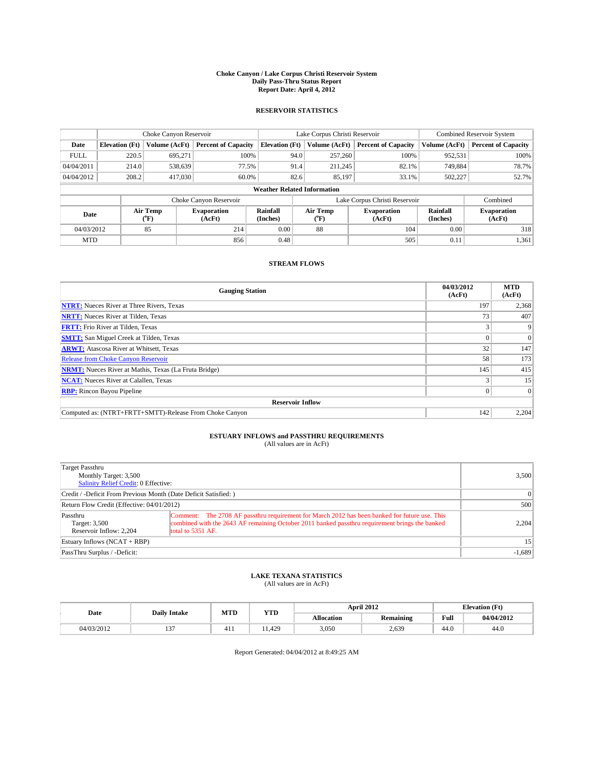# Choke Canyon / Lake Corpus Christi Reservoir System
## Daily Pass-Thru Status Report
### Report Date: April 4, 2012

## RESERVOIR STATISTICS

| | Choke Canyon Reservoir | | | Lake Corpus Christi Reservoir | | | Combined Reservoir System | |
|---|---|---|---|---|---|---|---|---|
| Date | Elevation (Ft) | Volume (AcFt) | Percent of Capacity | Elevation (Ft) | Volume (AcFt) | Percent of Capacity | Volume (AcFt) | Percent of Capacity |
| FULL | 220.5 | 695,271 | 100% | 94.0 | 257,260 | 100% | 952,531 | 100% |
| 04/04/2011 | 214.0 | 538,639 | 77.5% | 91.4 | 211,245 | 82.1% | 749,884 | 78.7% |
| 04/04/2012 | 208.2 | 417,030 | 60.0% | 82.6 | 85,197 | 33.1% | 502,227 | 52.7% |

**Weather Related Information**

| | Choke Canyon Reservoir | | | Lake Corpus Christi Reservoir | | | Combined |
|---|---|---|---|---|---|---|---|
| Date | Air Temp (°F) | Evaporation (AcFt) | Rainfall (Inches) | Air Temp (°F) | Evaporation (AcFt) | Rainfall (Inches) | Evaporation (AcFt) |
| 04/03/2012 | 85 | 214 | 0.00 | 88 | 104 | 0.00 | 318 |
| MTD | | 856 | 0.48 | | 505 | 0.11 | 1,361 |

## STREAM FLOWS

| Gauging Station | 04/03/2012 (AcFt) | MTD (AcFt) |
|---|---|---|
| NTRT: Nueces River at Three Rivers, Texas | 197 | 2,368 |
| NRTT: Nueces River at Tilden, Texas | 73 | 407 |
| FRTT: Frio River at Tilden, Texas | 3 | 9 |
| SMTT: San Miguel Creek at Tilden, Texas | 0 | 0 |
| ARWT: Atascosa River at Whitsett, Texas | 32 | 147 |
| Release from Choke Canyon Reservoir | 58 | 173 |
| NRMT: Nueces River at Mathis, Texas (La Fruta Bridge) | 145 | 415 |
| NCAT: Nueces River at Calallen, Texas | 3 | 15 |
| RBP: Rincon Bayou Pipeline | 0 | 0 |
| **Reservoir Inflow** | | |
| Computed as: (NTRT+FRTT+SMTT)-Release From Choke Canyon | 142 | 2,204 |

## ESTUARY INFLOWS and PASSTHRU REQUIREMENTS
(All values are in AcFt)

| | | |
|---|---|---|
| Target Passthru<br>Monthly Target: 3,500<br>Salinity Relief Credit: 0 Effective: | | 3,500 |
| Credit / -Deficit From Previous Month (Date Deficit Satisfied: ) | | 0 |
| Return Flow Credit (Effective: 04/01/2012) | | 500 |
| Passthru<br>Target: 3,500<br>Reservoir Inflow: 2,204 | Comment: The 2708 AF passthru requirement for March 2012 has been banked for future use. This combined with the 2643 AF remaining October 2011 banked passthru requirement brings the banked total to 5351 AF. | 2,204 |
| Estuary Inflows (NCAT + RBP) | | 15 |
| PassThru Surplus / -Deficit: | | -1,689 |

## LAKE TEXANA STATISTICS
(All values are in AcFt)

| Date | Daily Intake | MTD | YTD | April 2012 | | Elevation (Ft) | |
|---|---|---|---|---|---|---|---|
| | | | | Allocation | Remaining | Full | 04/04/2012 |
| 04/03/2012 | 137 | 411 | 11,429 | 3,050 | 2,639 | 44.0 | 44.0 |

Report Generated: 04/04/2012 at 8:49:25 AM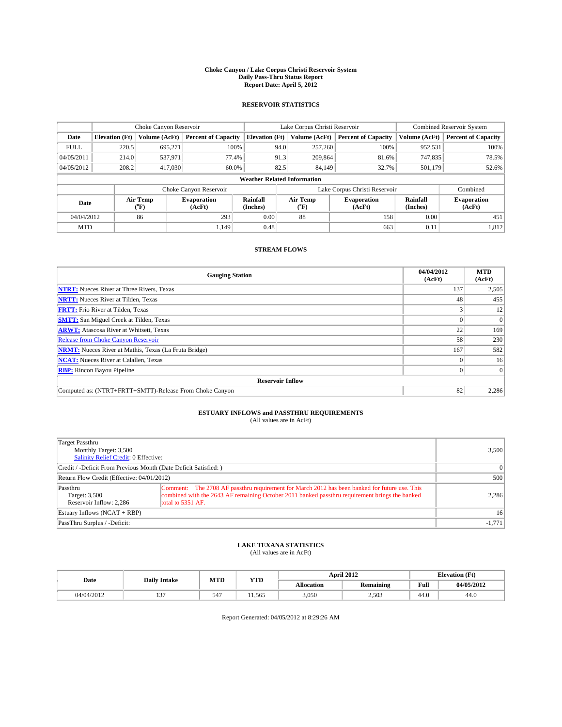# Choke Canyon / Lake Corpus Christi Reservoir System
## Daily Pass-Thru Status Report
## Report Date: April 5, 2012

### RESERVOIR STATISTICS

| | Choke Canyon Reservoir | | | Lake Corpus Christi Reservoir | | | Combined Reservoir System | |
|---|---|---|---|---|---|---|---|---|
| Date | Elevation (Ft) | Volume (AcFt) | Percent of Capacity | Elevation (Ft) | Volume (AcFt) | Percent of Capacity | Volume (AcFt) | Percent of Capacity |
| FULL | 220.5 | 695,271 | 100% | 94.0 | 257,260 | 100% | 952,531 | 100% |
| 04/05/2011 | 214.0 | 537,971 | 77.4% | 91.3 | 209,864 | 81.6% | 747,835 | 78.5% |
| 04/05/2012 | 208.2 | 417,030 | 60.0% | 82.5 | 84,149 | 32.7% | 501,179 | 52.6% |

**Weather Related Information**

| | Choke Canyon Reservoir | | | Lake Corpus Christi Reservoir | | | Combined |
|---|---|---|---|---|---|---|---|
| Date | Air Temp (°F) | Evaporation (AcFt) | Rainfall (Inches) | Air Temp (°F) | Evaporation (AcFt) | Rainfall (Inches) | Evaporation (AcFt) |
| 04/04/2012 | 86 | 293 | 0.00 | 88 | 158 | 0.00 | 451 |
| MTD | | 1,149 | 0.48 | | 663 | 0.11 | 1,812 |

### STREAM FLOWS

| Gauging Station | 04/04/2012 (AcFt) | MTD (AcFt) |
|---|---|---|
| NTRT: Nueces River at Three Rivers, Texas | 137 | 2,505 |
| NRTT: Nueces River at Tilden, Texas | 48 | 455 |
| FRTT: Frio River at Tilden, Texas | 3 | 12 |
| SMTT: San Miguel Creek at Tilden, Texas | 0 | 0 |
| ARWT: Atascosa River at Whitsett, Texas | 22 | 169 |
| Release from Choke Canyon Reservoir | 58 | 230 |
| NRMT: Nueces River at Mathis, Texas (La Fruta Bridge) | 167 | 582 |
| NCAT: Nueces River at Calallen, Texas | 0 | 16 |
| RBP: Rincon Bayou Pipeline | 0 | 0 |
| **Reservoir Inflow** | | |
| Computed as: (NTRT+FRTT+SMTT)-Release From Choke Canyon | 82 | 2,286 |

### ESTUARY INFLOWS and PASSTHRU REQUIREMENTS
(All values are in AcFt)

| | | |
|---|---|---|
| Target Passthru<br>Monthly Target: 3,500<br>Salinity Relief Credit: 0 Effective: | | 3,500 |
| Credit / -Deficit From Previous Month (Date Deficit Satisfied: ) | | 0 |
| Return Flow Credit (Effective: 04/01/2012) | | 500 |
| Passthru<br>Target: 3,500<br>Reservoir Inflow: 2,286 | Comment: The 2708 AF passthru requirement for March 2012 has been banked for future use. This combined with the 2643 AF remaining October 2011 banked passthru requirement brings the banked total to 5351 AF. | 2,286 |
| Estuary Inflows (NCAT + RBP) | | 16 |
| PassThru Surplus / -Deficit: | | -1,771 |

### LAKE TEXANA STATISTICS
(All values are in AcFt)

| Date | Daily Intake | MTD | YTD | April 2012 | | Elevation (Ft) | |
|---|---|---|---|---|---|---|---|
| | | | | Allocation | Remaining | Full | 04/05/2012 |
| 04/04/2012 | 137 | 547 | 11,565 | 3,050 | 2,503 | 44.0 | 44.0 |

Report Generated: 04/05/2012 at 8:29:26 AM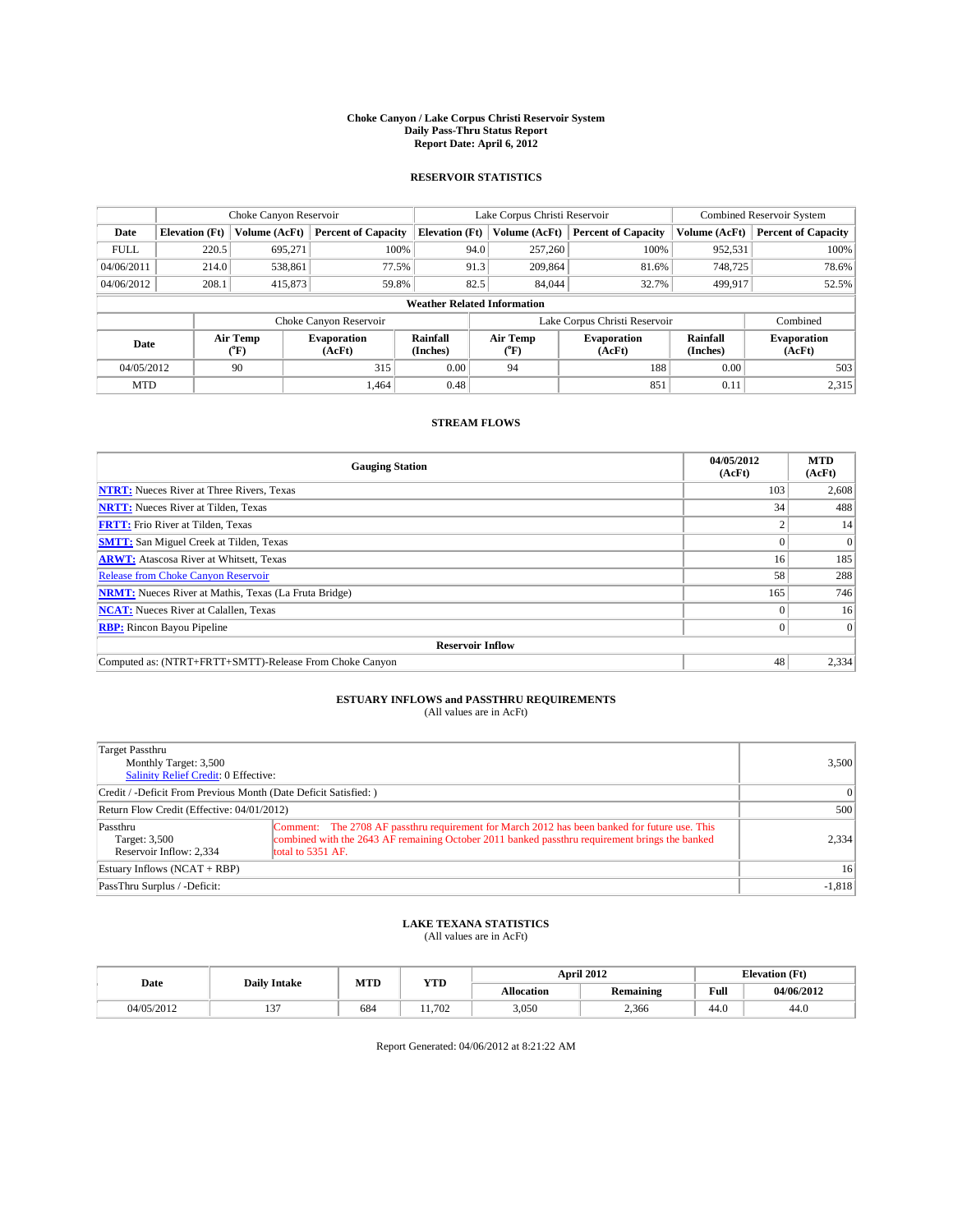# Choke Canyon / Lake Corpus Christi Reservoir System
## Daily Pass-Thru Status Report
## Report Date: April 6, 2012

### RESERVOIR STATISTICS

| | Choke Canyon Reservoir | | | Lake Corpus Christi Reservoir | | | Combined Reservoir System | |
|---|---|---|---|---|---|---|---|---|
| Date | Elevation (Ft) | Volume (AcFt) | Percent of Capacity | Elevation (Ft) | Volume (AcFt) | Percent of Capacity | Volume (AcFt) | Percent of Capacity |
| FULL | 220.5 | 695,271 | 100% | 94.0 | 257,260 | 100% | 952,531 | 100% |
| 04/06/2011 | 214.0 | 538,861 | 77.5% | 91.3 | 209,864 | 81.6% | 748,725 | 78.6% |
| 04/06/2012 | 208.1 | 415,873 | 59.8% | 82.5 | 84,044 | 32.7% | 499,917 | 52.5% |

**Weather Related Information**

| | Choke Canyon Reservoir | | | Lake Corpus Christi Reservoir | | | Combined |
|---|---|---|---|---|---|---|---|
| Date | Air Temp (°F) | Evaporation (AcFt) | Rainfall (Inches) | Air Temp (°F) | Evaporation (AcFt) | Rainfall (Inches) | Evaporation (AcFt) |
| 04/05/2012 | 90 | 315 | 0.00 | 94 | 188 | 0.00 | 503 |
| MTD | | 1,464 | 0.48 | | 851 | 0.11 | 2,315 |

### STREAM FLOWS

| Gauging Station | 04/05/2012 (AcFt) | MTD (AcFt) |
|---|---|---|
| NTRT: Nueces River at Three Rivers, Texas | 103 | 2,608 |
| NRTT: Nueces River at Tilden, Texas | 34 | 488 |
| FRTT: Frio River at Tilden, Texas | 2 | 14 |
| SMTT: San Miguel Creek at Tilden, Texas | 0 | 0 |
| ARWT: Atascosa River at Whitsett, Texas | 16 | 185 |
| Release from Choke Canyon Reservoir | 58 | 288 |
| NRMT: Nueces River at Mathis, Texas (La Fruta Bridge) | 165 | 746 |
| NCAT: Nueces River at Calallen, Texas | 0 | 16 |
| RBP: Rincon Bayou Pipeline | 0 | 0 |
| **Reservoir Inflow** | | |
| Computed as: (NTRT+FRTT+SMTT)-Release From Choke Canyon | 48 | 2,334 |

### ESTUARY INFLOWS and PASSTHRU REQUIREMENTS
(All values are in AcFt)

| | | |
|---|---|---|
| Target Passthru<br>Monthly Target: 3,500<br>Salinity Relief Credit: 0 Effective: | | 3,500 |
| Credit / -Deficit From Previous Month (Date Deficit Satisfied: ) | | 0 |
| Return Flow Credit (Effective: 04/01/2012) | | 500 |
| Passthru<br>Target: 3,500<br>Reservoir Inflow: 2,334 | Comment: The 2708 AF passthru requirement for March 2012 has been banked for future use. This combined with the 2643 AF remaining October 2011 banked passthru requirement brings the banked total to 5351 AF. | 2,334 |
| Estuary Inflows (NCAT + RBP) | | 16 |
| PassThru Surplus / -Deficit: | | -1,818 |

### LAKE TEXANA STATISTICS
(All values are in AcFt)

| Date | Daily Intake | MTD | YTD | April 2012 | | Elevation (Ft) | |
|---|---|---|---|---|---|---|---|
| | | | | Allocation | Remaining | Full | 04/06/2012 |
| 04/05/2012 | 137 | 684 | 11,702 | 3,050 | 2,366 | 44.0 | 44.0 |

Report Generated: 04/06/2012 at 8:21:22 AM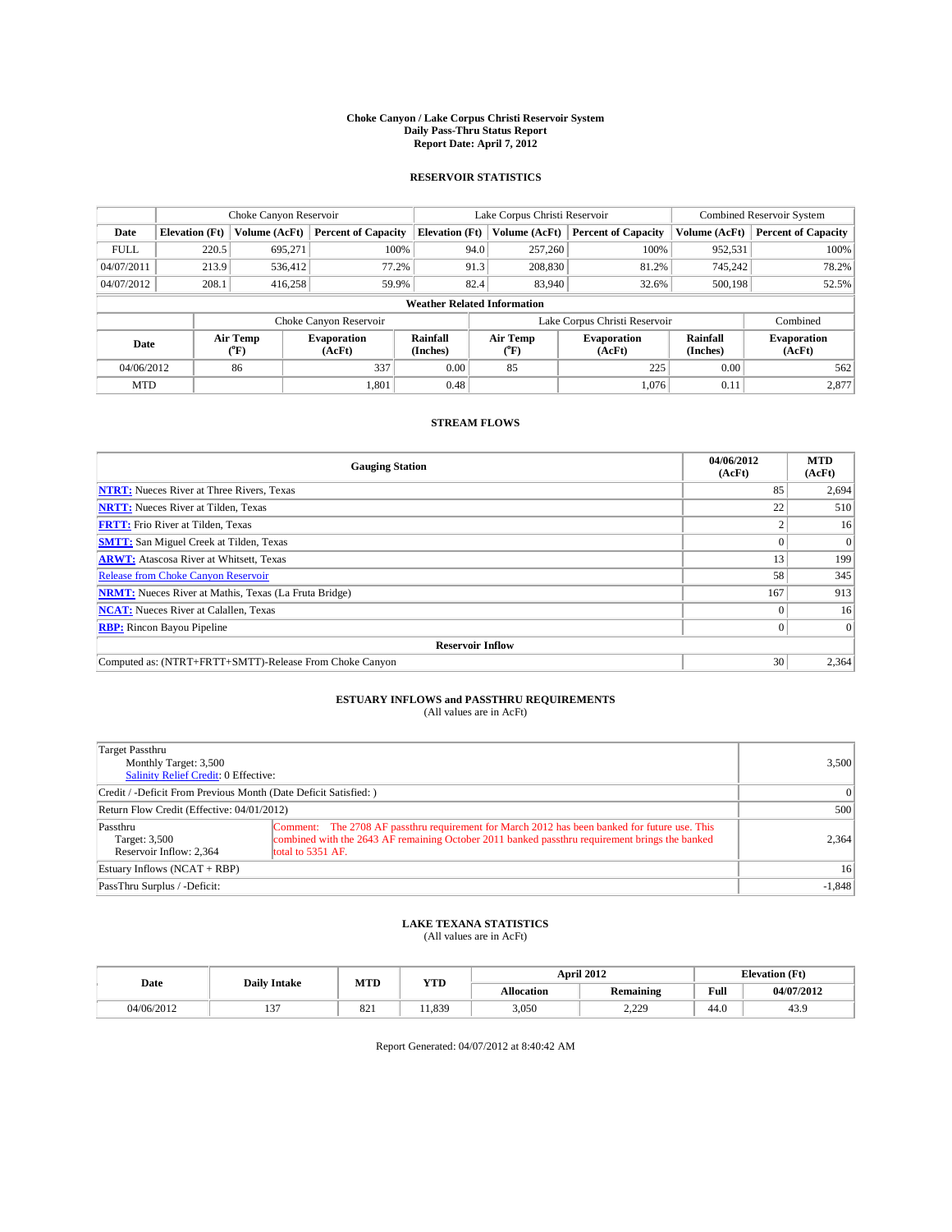**Choke Canyon / Lake Corpus Christi Reservoir System**
**Daily Pass-Thru Status Report**
**Report Date: April 7, 2012**

## RESERVOIR STATISTICS

| | Choke Canyon Reservoir | | | Lake Corpus Christi Reservoir | | | Combined Reservoir System | |
|---|---|---|---|---|---|---|---|---|
| **Date** | **Elevation (Ft)** | **Volume (AcFt)** | **Percent of Capacity** | **Elevation (Ft)** | **Volume (AcFt)** | **Percent of Capacity** | **Volume (AcFt)** | **Percent of Capacity** |
| FULL | 220.5 | 695,271 | 100% | 94.0 | 257,260 | 100% | 952,531 | 100% |
| 04/07/2011 | 213.9 | 536,412 | 77.2% | 91.3 | 208,830 | 81.2% | 745,242 | 78.2% |
| 04/07/2012 | 208.1 | 416,258 | 59.9% | 82.4 | 83,940 | 32.6% | 500,198 | 52.5% |

**Weather Related Information**

| | Choke Canyon Reservoir | | | Lake Corpus Christi Reservoir | | | Combined |
|---|---|---|---|---|---|---|---|
| **Date** | **Air Temp (°F)** | **Evaporation (AcFt)** | **Rainfall (Inches)** | **Air Temp (°F)** | **Evaporation (AcFt)** | **Rainfall (Inches)** | **Evaporation (AcFt)** |
| 04/06/2012 | 86 | 337 | 0.00 | 85 | 225 | 0.00 | 562 |
| MTD | | 1,801 | 0.48 | | 1,076 | 0.11 | 2,877 |

## STREAM FLOWS

| Gauging Station | 04/06/2012 (AcFt) | MTD (AcFt) |
|---|---|---|
| NTRT: Nueces River at Three Rivers, Texas | 85 | 2,694 |
| NRTT: Nueces River at Tilden, Texas | 22 | 510 |
| FRTT: Frio River at Tilden, Texas | 2 | 16 |
| SMTT: San Miguel Creek at Tilden, Texas | 0 | 0 |
| ARWT: Atascosa River at Whitsett, Texas | 13 | 199 |
| Release from Choke Canyon Reservoir | 58 | 345 |
| NRMT: Nueces River at Mathis, Texas (La Fruta Bridge) | 167 | 913 |
| NCAT: Nueces River at Calallen, Texas | 0 | 16 |
| RBP: Rincon Bayou Pipeline | 0 | 0 |
| **Reservoir Inflow** | | |
| Computed as: (NTRT+FRTT+SMTT)-Release From Choke Canyon | 30 | 2,364 |

## ESTUARY INFLOWS and PASSTHRU REQUIREMENTS

(All values are in AcFt)

| | | |
|---|---|---|
| Target Passthru<br>Monthly Target: 3,500<br>Salinity Relief Credit: 0 Effective: | | 3,500 |
| Credit / -Deficit From Previous Month (Date Deficit Satisfied: ) | | 0 |
| Return Flow Credit (Effective: 04/01/2012) | | 500 |
| Passthru<br>Target: 3,500<br>Reservoir Inflow: 2,364 | Comment: The 2708 AF passthru requirement for March 2012 has been banked for future use. This combined with the 2643 AF remaining October 2011 banked passthru requirement brings the banked total to 5351 AF. | 2,364 |
| Estuary Inflows (NCAT + RBP) | | 16 |
| PassThru Surplus / -Deficit: | | -1,848 |

## LAKE TEXANA STATISTICS

(All values are in AcFt)

| Date | Daily Intake | MTD | YTD | April 2012 | | Elevation (Ft) | |
|---|---|---|---|---|---|---|---|
| | | | | **Allocation** | **Remaining** | **Full** | **04/07/2012** |
| 04/06/2012 | 137 | 821 | 11,839 | 3,050 | 2,229 | 44.0 | 43.9 |

Report Generated: 04/07/2012 at 8:40:42 AM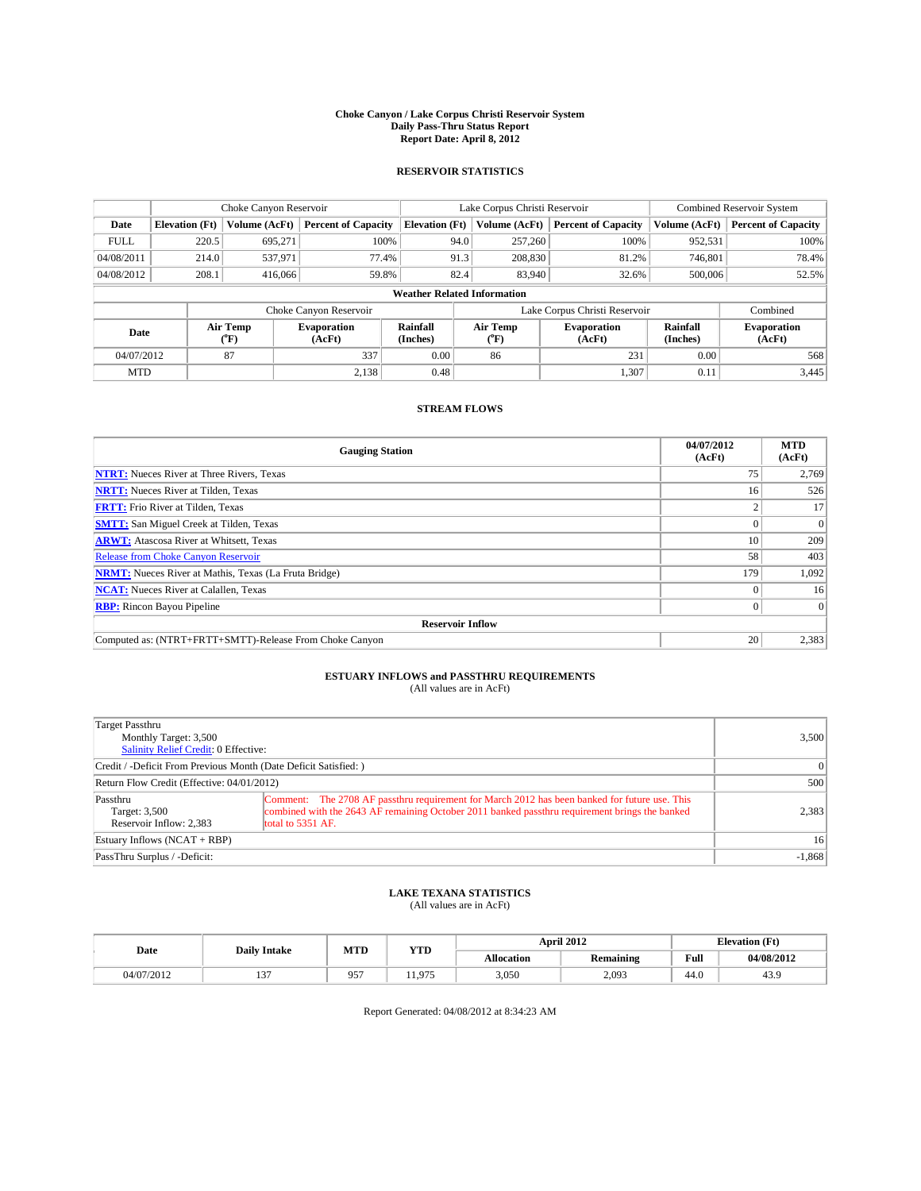**Choke Canyon / Lake Corpus Christi Reservoir System**
**Daily Pass-Thru Status Report**
**Report Date: April 8, 2012**

## RESERVOIR STATISTICS

| | Choke Canyon Reservoir | | | Lake Corpus Christi Reservoir | | | Combined Reservoir System | |
|---|---|---|---|---|---|---|---|---|
| Date | Elevation (Ft) | Volume (AcFt) | Percent of Capacity | Elevation (Ft) | Volume (AcFt) | Percent of Capacity | Volume (AcFt) | Percent of Capacity |
| FULL | 220.5 | 695,271 | 100% | 94.0 | 257,260 | 100% | 952,531 | 100% |
| 04/08/2011 | 214.0 | 537,971 | 77.4% | 91.3 | 208,830 | 81.2% | 746,801 | 78.4% |
| 04/08/2012 | 208.1 | 416,066 | 59.8% | 82.4 | 83,940 | 32.6% | 500,006 | 52.5% |

**Weather Related Information**

| | Choke Canyon Reservoir | | | Lake Corpus Christi Reservoir | | | Combined |
|---|---|---|---|---|---|---|---|
| Date | Air Temp (°F) | Evaporation (AcFt) | Rainfall (Inches) | Air Temp (°F) | Evaporation (AcFt) | Rainfall (Inches) | Evaporation (AcFt) |
| 04/07/2012 | 87 | 337 | 0.00 | 86 | 231 | 0.00 | 568 |
| MTD | | 2,138 | 0.48 | | 1,307 | 0.11 | 3,445 |

## STREAM FLOWS

| Gauging Station | 04/07/2012 (AcFt) | MTD (AcFt) |
|---|---|---|
| NTRT: Nueces River at Three Rivers, Texas | 75 | 2,769 |
| NRTT: Nueces River at Tilden, Texas | 16 | 526 |
| FRTT: Frio River at Tilden, Texas | 2 | 17 |
| SMTT: San Miguel Creek at Tilden, Texas | 0 | 0 |
| ARWT: Atascosa River at Whitsett, Texas | 10 | 209 |
| Release from Choke Canyon Reservoir | 58 | 403 |
| NRMT: Nueces River at Mathis, Texas (La Fruta Bridge) | 179 | 1,092 |
| NCAT: Nueces River at Calallen, Texas | 0 | 16 |
| RBP: Rincon Bayou Pipeline | 0 | 0 |
| **Reservoir Inflow** | | |
| Computed as: (NTRT+FRTT+SMTT)-Release From Choke Canyon | 20 | 2,383 |

## ESTUARY INFLOWS and PASSTHRU REQUIREMENTS

(All values are in AcFt)

| | | |
|---|---|---|
| Target Passthru<br>Monthly Target: 3,500<br>Salinity Relief Credit: 0 Effective: | | 3,500 |
| Credit / -Deficit From Previous Month (Date Deficit Satisfied: ) | | 0 |
| Return Flow Credit (Effective: 04/01/2012) | | 500 |
| Passthru<br>Target: 3,500<br>Reservoir Inflow: 2,383 | Comment: The 2708 AF passthru requirement for March 2012 has been banked for future use. This combined with the 2643 AF remaining October 2011 banked passthru requirement brings the banked total to 5351 AF. | 2,383 |
| Estuary Inflows (NCAT + RBP) | | 16 |
| PassThru Surplus / -Deficit: | | -1,868 |

## LAKE TEXANA STATISTICS

(All values are in AcFt)

| Date | Daily Intake | MTD | YTD | April 2012 | | Elevation (Ft) | |
|---|---|---|---|---|---|---|---|
| | | | | Allocation | Remaining | Full | 04/08/2012 |
| 04/07/2012 | 137 | 957 | 11,975 | 3,050 | 2,093 | 44.0 | 43.9 |

Report Generated: 04/08/2012 at 8:34:23 AM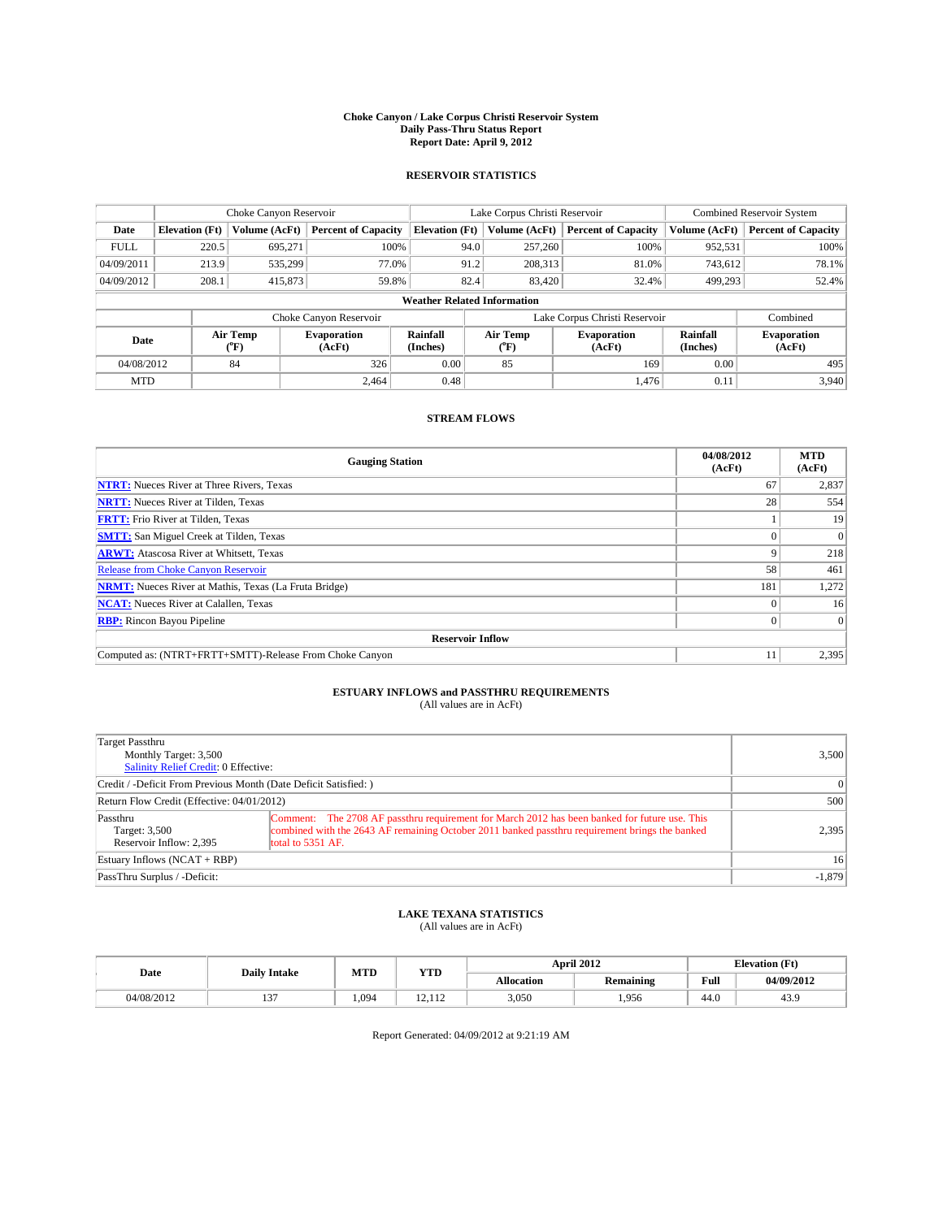# Choke Canyon / Lake Corpus Christi Reservoir System
## Daily Pass-Thru Status Report
### Report Date: April 9, 2012

## RESERVOIR STATISTICS

| | Choke Canyon Reservoir | | | Lake Corpus Christi Reservoir | | | Combined Reservoir System | |
|---|---|---|---|---|---|---|---|---|
| Date | Elevation (Ft) | Volume (AcFt) | Percent of Capacity | Elevation (Ft) | Volume (AcFt) | Percent of Capacity | Volume (AcFt) | Percent of Capacity |
| FULL | 220.5 | 695,271 | 100% | 94.0 | 257,260 | 100% | 952,531 | 100% |
| 04/09/2011 | 213.9 | 535,299 | 77.0% | 91.2 | 208,313 | 81.0% | 743,612 | 78.1% |
| 04/09/2012 | 208.1 | 415,873 | 59.8% | 82.4 | 83,420 | 32.4% | 499,293 | 52.4% |

**Weather Related Information**

| | Choke Canyon Reservoir | | | Lake Corpus Christi Reservoir | | | Combined |
|---|---|---|---|---|---|---|---|
| Date | Air Temp (°F) | Evaporation (AcFt) | Rainfall (Inches) | Air Temp (°F) | Evaporation (AcFt) | Rainfall (Inches) | Evaporation (AcFt) |
| 04/08/2012 | 84 | 326 | 0.00 | 85 | 169 | 0.00 | 495 |
| MTD | | 2,464 | 0.48 | | 1,476 | 0.11 | 3,940 |

## STREAM FLOWS

| Gauging Station | 04/08/2012 (AcFt) | MTD (AcFt) |
|---|---|---|
| NTRT: Nueces River at Three Rivers, Texas | 67 | 2,837 |
| NRTT: Nueces River at Tilden, Texas | 28 | 554 |
| FRTT: Frio River at Tilden, Texas | 1 | 19 |
| SMTT: San Miguel Creek at Tilden, Texas | 0 | 0 |
| ARWT: Atascosa River at Whitsett, Texas | 9 | 218 |
| Release from Choke Canyon Reservoir | 58 | 461 |
| NRMT: Nueces River at Mathis, Texas (La Fruta Bridge) | 181 | 1,272 |
| NCAT: Nueces River at Calallen, Texas | 0 | 16 |
| RBP: Rincon Bayou Pipeline | 0 | 0 |
| **Reservoir Inflow** | | |
| Computed as: (NTRT+FRTT+SMTT)-Release From Choke Canyon | 11 | 2,395 |

## ESTUARY INFLOWS and PASSTHRU REQUIREMENTS
(All values are in AcFt)

| | | |
|---|---|---|
| Target Passthru<br>Monthly Target: 3,500<br>Salinity Relief Credit: 0 Effective: | | 3,500 |
| Credit / -Deficit From Previous Month (Date Deficit Satisfied: ) | | 0 |
| Return Flow Credit (Effective: 04/01/2012) | | 500 |
| Passthru<br>Target: 3,500<br>Reservoir Inflow: 2,395 | Comment: The 2708 AF passthru requirement for March 2012 has been banked for future use. This combined with the 2643 AF remaining October 2011 banked passthru requirement brings the banked total to 5351 AF. | 2,395 |
| Estuary Inflows (NCAT + RBP) | | 16 |
| PassThru Surplus / -Deficit: | | -1,879 |

## LAKE TEXANA STATISTICS
(All values are in AcFt)

| Date | Daily Intake | MTD | YTD | April 2012 | | Elevation (Ft) | |
|---|---|---|---|---|---|---|---|
| | | | | Allocation | Remaining | Full | 04/09/2012 |
| 04/08/2012 | 137 | 1,094 | 12,112 | 3,050 | 1,956 | 44.0 | 43.9 |

Report Generated: 04/09/2012 at 9:21:19 AM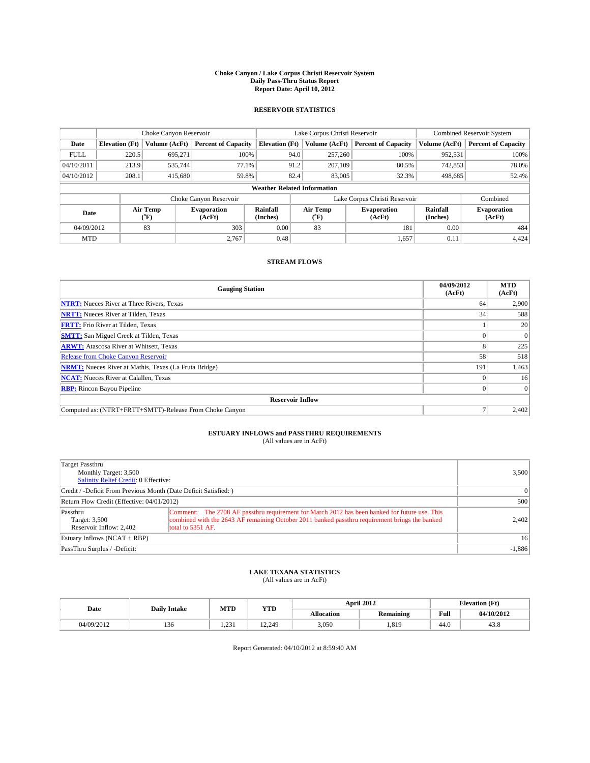# Choke Canyon / Lake Corpus Christi Reservoir System
## Daily Pass-Thru Status Report
## Report Date: April 10, 2012

### RESERVOIR STATISTICS

| | Choke Canyon Reservoir | | | Lake Corpus Christi Reservoir | | | Combined Reservoir System | |
|---|---|---|---|---|---|---|---|---|
| Date | Elevation (Ft) | Volume (AcFt) | Percent of Capacity | Elevation (Ft) | Volume (AcFt) | Percent of Capacity | Volume (AcFt) | Percent of Capacity |
| FULL | 220.5 | 695,271 | 100% | 94.0 | 257,260 | 100% | 952,531 | 100% |
| 04/10/2011 | 213.9 | 535,744 | 77.1% | 91.2 | 207,109 | 80.5% | 742,853 | 78.0% |
| 04/10/2012 | 208.1 | 415,680 | 59.8% | 82.4 | 83,005 | 32.3% | 498,685 | 52.4% |

**Weather Related Information**

| | Choke Canyon Reservoir | | | Lake Corpus Christi Reservoir | | | Combined |
|---|---|---|---|---|---|---|---|
| Date | Air Temp (°F) | Evaporation (AcFt) | Rainfall (Inches) | Air Temp (°F) | Evaporation (AcFt) | Rainfall (Inches) | Evaporation (AcFt) |
| 04/09/2012 | 83 | 303 | 0.00 | 83 | 181 | 0.00 | 484 |
| MTD | | 2,767 | 0.48 | | 1,657 | 0.11 | 4,424 |

### STREAM FLOWS

| Gauging Station | 04/09/2012 (AcFt) | MTD (AcFt) |
|---|---|---|
| NTRT: Nueces River at Three Rivers, Texas | 64 | 2,900 |
| NRTT: Nueces River at Tilden, Texas | 34 | 588 |
| FRTT: Frio River at Tilden, Texas | 1 | 20 |
| SMTT: San Miguel Creek at Tilden, Texas | 0 | 0 |
| ARWT: Atascosa River at Whitsett, Texas | 8 | 225 |
| Release from Choke Canyon Reservoir | 58 | 518 |
| NRMT: Nueces River at Mathis, Texas (La Fruta Bridge) | 191 | 1,463 |
| NCAT: Nueces River at Calallen, Texas | 0 | 16 |
| RBP: Rincon Bayou Pipeline | 0 | 0 |
| **Reservoir Inflow** | | |
| Computed as: (NTRT+FRTT+SMTT)-Release From Choke Canyon | 7 | 2,402 |

### ESTUARY INFLOWS and PASSTHRU REQUIREMENTS
(All values are in AcFt)

| | | |
|---|---|---|
| Target Passthru<br>Monthly Target: 3,500<br>Salinity Relief Credit: 0 Effective: | | 3,500 |
| Credit / -Deficit From Previous Month (Date Deficit Satisfied: ) | | 0 |
| Return Flow Credit (Effective: 04/01/2012) | | 500 |
| Passthru<br>Target: 3,500<br>Reservoir Inflow: 2,402 | Comment: The 2708 AF passthru requirement for March 2012 has been banked for future use. This combined with the 2643 AF remaining October 2011 banked passthru requirement brings the banked total to 5351 AF. | 2,402 |
| Estuary Inflows (NCAT + RBP) | | 16 |
| PassThru Surplus / -Deficit: | | -1,886 |

### LAKE TEXANA STATISTICS
(All values are in AcFt)

| Date | Daily Intake | MTD | YTD | April 2012 | | Elevation (Ft) | |
|---|---|---|---|---|---|---|---|
| | | | | Allocation | Remaining | Full | 04/10/2012 |
| 04/09/2012 | 136 | 1,231 | 12,249 | 3,050 | 1,819 | 44.0 | 43.8 |

Report Generated: 04/10/2012 at 8:59:40 AM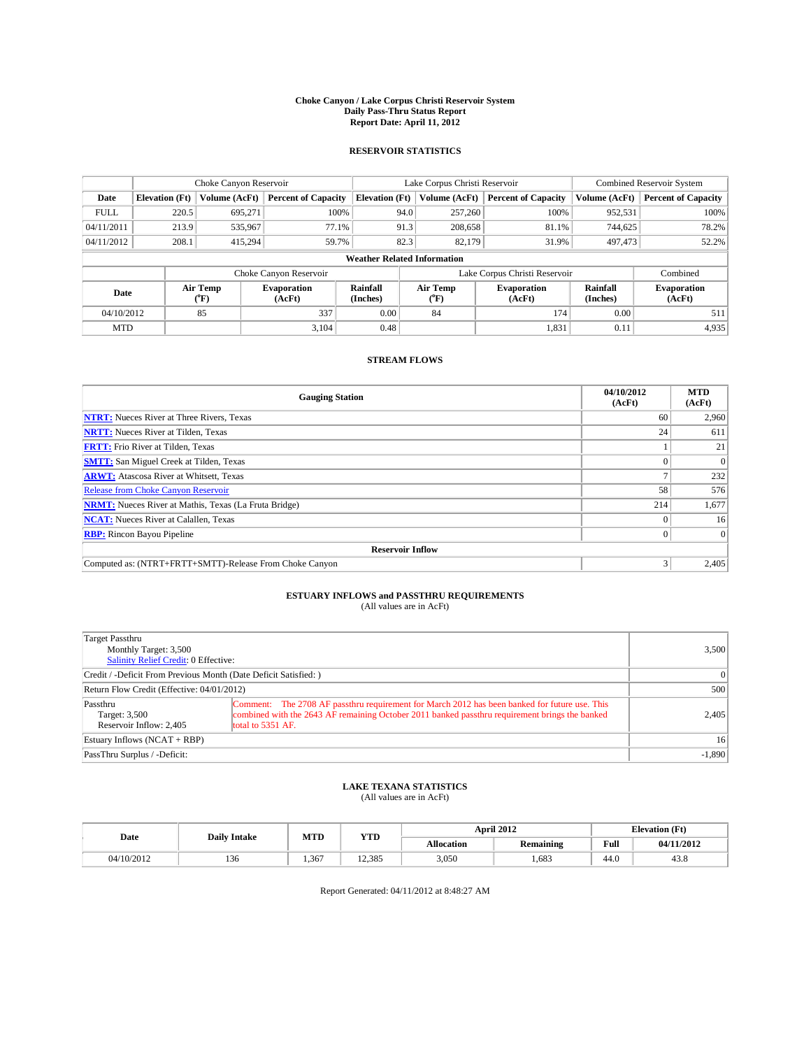# Choke Canyon / Lake Corpus Christi Reservoir System
## Daily Pass-Thru Status Report
## Report Date: April 11, 2012

### RESERVOIR STATISTICS

| | Choke Canyon Reservoir | | | Lake Corpus Christi Reservoir | | | Combined Reservoir System | |
|---|---|---|---|---|---|---|---|---|
| Date | Elevation (Ft) | Volume (AcFt) | Percent of Capacity | Elevation (Ft) | Volume (AcFt) | Percent of Capacity | Volume (AcFt) | Percent of Capacity |
| FULL | 220.5 | 695,271 | 100% | 94.0 | 257,260 | 100% | 952,531 | 100% |
| 04/11/2011 | 213.9 | 535,967 | 77.1% | 91.3 | 208,658 | 81.1% | 744,625 | 78.2% |
| 04/11/2012 | 208.1 | 415,294 | 59.7% | 82.3 | 82,179 | 31.9% | 497,473 | 52.2% |

**Weather Related Information**

| | Choke Canyon Reservoir | | | Lake Corpus Christi Reservoir | | | Combined |
|---|---|---|---|---|---|---|---|
| Date | Air Temp (°F) | Evaporation (AcFt) | Rainfall (Inches) | Air Temp (°F) | Evaporation (AcFt) | Rainfall (Inches) | Evaporation (AcFt) |
| 04/10/2012 | 85 | 337 | 0.00 | 84 | 174 | 0.00 | 511 |
| MTD | | 3,104 | 0.48 | | 1,831 | 0.11 | 4,935 |

### STREAM FLOWS

| Gauging Station | 04/10/2012 (AcFt) | MTD (AcFt) |
|---|---|---|
| NTRT: Nueces River at Three Rivers, Texas | 60 | 2,960 |
| NRTT: Nueces River at Tilden, Texas | 24 | 611 |
| FRTT: Frio River at Tilden, Texas | 1 | 21 |
| SMTT: San Miguel Creek at Tilden, Texas | 0 | 0 |
| ARWT: Atascosa River at Whitsett, Texas | 7 | 232 |
| Release from Choke Canyon Reservoir | 58 | 576 |
| NRMT: Nueces River at Mathis, Texas (La Fruta Bridge) | 214 | 1,677 |
| NCAT: Nueces River at Calallen, Texas | 0 | 16 |
| RBP: Rincon Bayou Pipeline | 0 | 0 |
| **Reservoir Inflow** | | |
| Computed as: (NTRT+FRTT+SMTT)-Release From Choke Canyon | 3 | 2,405 |

### ESTUARY INFLOWS and PASSTHRU REQUIREMENTS
(All values are in AcFt)

| | | |
|---|---|---|
| Target Passthru<br>Monthly Target: 3,500<br>Salinity Relief Credit: 0 Effective: | | 3,500 |
| Credit / -Deficit From Previous Month (Date Deficit Satisfied: ) | | 0 |
| Return Flow Credit (Effective: 04/01/2012) | | 500 |
| Passthru<br>Target: 3,500<br>Reservoir Inflow: 2,405 | Comment: The 2708 AF passthru requirement for March 2012 has been banked for future use. This combined with the 2643 AF remaining October 2011 banked passthru requirement brings the banked total to 5351 AF. | 2,405 |
| Estuary Inflows (NCAT + RBP) | | 16 |
| PassThru Surplus / -Deficit: | | -1,890 |

### LAKE TEXANA STATISTICS
(All values are in AcFt)

| Date | Daily Intake | MTD | YTD | April 2012 | | Elevation (Ft) | |
|---|---|---|---|---|---|---|---|
| | | | | Allocation | Remaining | Full | 04/11/2012 |
| 04/10/2012 | 136 | 1,367 | 12,385 | 3,050 | 1,683 | 44.0 | 43.8 |

Report Generated: 04/11/2012 at 8:48:27 AM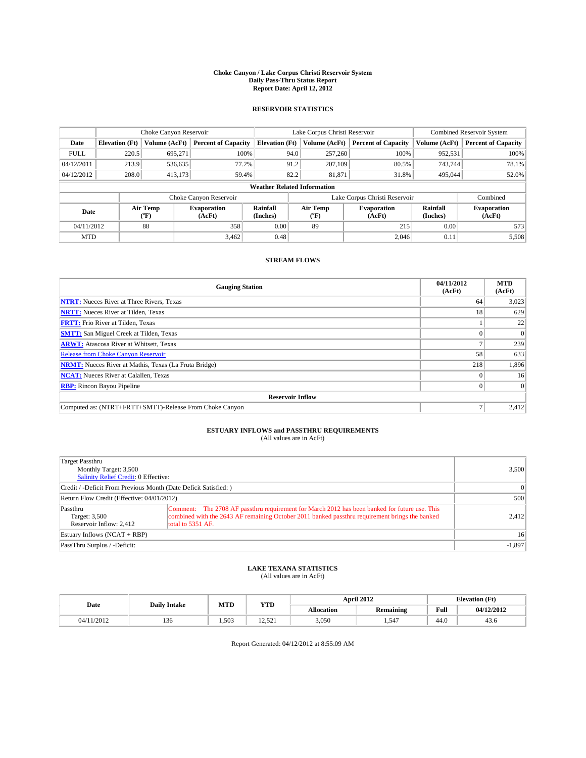# Choke Canyon / Lake Corpus Christi Reservoir System
## Daily Pass-Thru Status Report
### Report Date: April 12, 2012

## RESERVOIR STATISTICS

| | Choke Canyon Reservoir | | | Lake Corpus Christi Reservoir | | | Combined Reservoir System | |
|---|---|---|---|---|---|---|---|---|
| Date | Elevation (Ft) | Volume (AcFt) | Percent of Capacity | Elevation (Ft) | Volume (AcFt) | Percent of Capacity | Volume (AcFt) | Percent of Capacity |
| FULL | 220.5 | 695,271 | 100% | 94.0 | 257,260 | 100% | 952,531 | 100% |
| 04/12/2011 | 213.9 | 536,635 | 77.2% | 91.2 | 207,109 | 80.5% | 743,744 | 78.1% |
| 04/12/2012 | 208.0 | 413,173 | 59.4% | 82.2 | 81,871 | 31.8% | 495,044 | 52.0% |

**Weather Related Information**

| | Choke Canyon Reservoir | | | Lake Corpus Christi Reservoir | | | Combined |
|---|---|---|---|---|---|---|---|
| Date | Air Temp (°F) | Evaporation (AcFt) | Rainfall (Inches) | Air Temp (°F) | Evaporation (AcFt) | Rainfall (Inches) | Evaporation (AcFt) |
| 04/11/2012 | 88 | 358 | 0.00 | 89 | 215 | 0.00 | 573 |
| MTD | | 3,462 | 0.48 | | 2,046 | 0.11 | 5,508 |

## STREAM FLOWS

| Gauging Station | 04/11/2012 (AcFt) | MTD (AcFt) |
|---|---|---|
| NTRT: Nueces River at Three Rivers, Texas | 64 | 3,023 |
| NRTT: Nueces River at Tilden, Texas | 18 | 629 |
| FRTT: Frio River at Tilden, Texas | 1 | 22 |
| SMTT: San Miguel Creek at Tilden, Texas | 0 | 0 |
| ARWT: Atascosa River at Whitsett, Texas | 7 | 239 |
| Release from Choke Canyon Reservoir | 58 | 633 |
| NRMT: Nueces River at Mathis, Texas (La Fruta Bridge) | 218 | 1,896 |
| NCAT: Nueces River at Calallen, Texas | 0 | 16 |
| RBP: Rincon Bayou Pipeline | 0 | 0 |
| **Reservoir Inflow** | | |
| Computed as: (NTRT+FRTT+SMTT)-Release From Choke Canyon | 7 | 2,412 |

## ESTUARY INFLOWS and PASSTHRU REQUIREMENTS
(All values are in AcFt)

| | | |
|---|---|---|
| Target Passthru<br>Monthly Target: 3,500<br>Salinity Relief Credit: 0 Effective: | | 3,500 |
| Credit / -Deficit From Previous Month (Date Deficit Satisfied: ) | | 0 |
| Return Flow Credit (Effective: 04/01/2012) | | 500 |
| Passthru<br>Target: 3,500<br>Reservoir Inflow: 2,412 | Comment: The 2708 AF passthru requirement for March 2012 has been banked for future use. This combined with the 2643 AF remaining October 2011 banked passthru requirement brings the banked total to 5351 AF. | 2,412 |
| Estuary Inflows (NCAT + RBP) | | 16 |
| PassThru Surplus / -Deficit: | | -1,897 |

## LAKE TEXANA STATISTICS
(All values are in AcFt)

| Date | Daily Intake | MTD | YTD | April 2012 | | Elevation (Ft) | |
|---|---|---|---|---|---|---|---|
| | | | | Allocation | Remaining | Full | 04/12/2012 |
| 04/11/2012 | 136 | 1,503 | 12,521 | 3,050 | 1,547 | 44.0 | 43.6 |

Report Generated: 04/12/2012 at 8:55:09 AM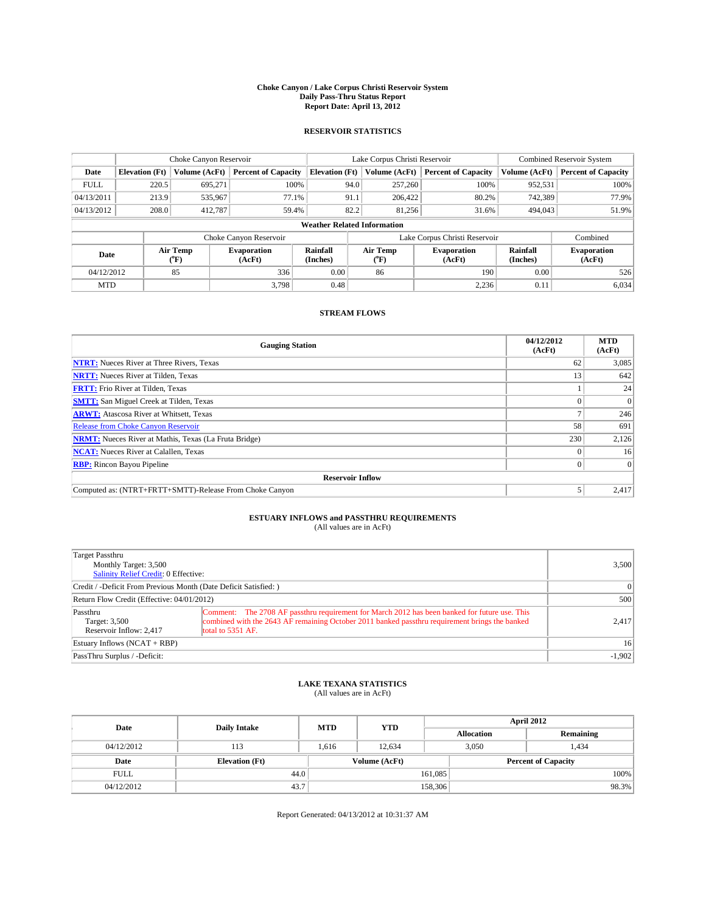# Choke Canyon / Lake Corpus Christi Reservoir System
## Daily Pass-Thru Status Report
### Report Date: April 13, 2012

## RESERVOIR STATISTICS

| | Choke Canyon Reservoir | | | Lake Corpus Christi Reservoir | | | Combined Reservoir System | |
|---|---|---|---|---|---|---|---|---|
| Date | Elevation (Ft) | Volume (AcFt) | Percent of Capacity | Elevation (Ft) | Volume (AcFt) | Percent of Capacity | Volume (AcFt) | Percent of Capacity |
| FULL | 220.5 | 695,271 | 100% | 94.0 | 257,260 | 100% | 952,531 | 100% |
| 04/13/2011 | 213.9 | 535,967 | 77.1% | 91.1 | 206,422 | 80.2% | 742,389 | 77.9% |
| 04/13/2012 | 208.0 | 412,787 | 59.4% | 82.2 | 81,256 | 31.6% | 494,043 | 51.9% |

**Weather Related Information**

| | Choke Canyon Reservoir | | | Lake Corpus Christi Reservoir | | | Combined |
|---|---|---|---|---|---|---|---|
| Date | Air Temp (°F) | Evaporation (AcFt) | Rainfall (Inches) | Air Temp (°F) | Evaporation (AcFt) | Rainfall (Inches) | Evaporation (AcFt) |
| 04/12/2012 | 85 | 336 | 0.00 | 86 | 190 | 0.00 | 526 |
| MTD | | 3,798 | 0.48 | | 2,236 | 0.11 | 6,034 |

## STREAM FLOWS

| Gauging Station | 04/12/2012 (AcFt) | MTD (AcFt) |
|---|---|---|
| NTRT: Nueces River at Three Rivers, Texas | 62 | 3,085 |
| NRTT: Nueces River at Tilden, Texas | 13 | 642 |
| FRTT: Frio River at Tilden, Texas | 1 | 24 |
| SMTT: San Miguel Creek at Tilden, Texas | 0 | 0 |
| ARWT: Atascosa River at Whitsett, Texas | 7 | 246 |
| Release from Choke Canyon Reservoir | 58 | 691 |
| NRMT: Nueces River at Mathis, Texas (La Fruta Bridge) | 230 | 2,126 |
| NCAT: Nueces River at Calallen, Texas | 0 | 16 |
| RBP: Rincon Bayou Pipeline | 0 | 0 |
| **Reservoir Inflow** | | |
| Computed as: (NTRT+FRTT+SMTT)-Release From Choke Canyon | 5 | 2,417 |

## ESTUARY INFLOWS and PASSTHRU REQUIREMENTS
(All values are in AcFt)

| | | |
|---|---|---|
| Target Passthru<br>Monthly Target: 3,500<br>Salinity Relief Credit: 0 Effective: | | 3,500 |
| Credit / -Deficit From Previous Month (Date Deficit Satisfied: ) | | 0 |
| Return Flow Credit (Effective: 04/01/2012) | | 500 |
| Passthru<br>Target: 3,500<br>Reservoir Inflow: 2,417 | Comment: The 2708 AF passthru requirement for March 2012 has been banked for future use. This combined with the 2643 AF remaining October 2011 banked passthru requirement brings the banked total to 5351 AF. | 2,417 |
| Estuary Inflows (NCAT + RBP) | | 16 |
| PassThru Surplus / -Deficit: | | -1,902 |

## LAKE TEXANA STATISTICS
(All values are in AcFt)

| Date | Daily Intake | MTD | YTD | April 2012 Allocation | April 2012 Remaining |
|---|---|---|---|---|---|
| 04/12/2012 | 113 | 1,616 | 12,634 | 3,050 | 1,434 |

| Date | Elevation (Ft) | Volume (AcFt) | Percent of Capacity |
|---|---|---|---|
| FULL | 44.0 | 161,085 | 100% |
| 04/12/2012 | 43.7 | 158,306 | 98.3% |

Report Generated: 04/13/2012 at 10:31:37 AM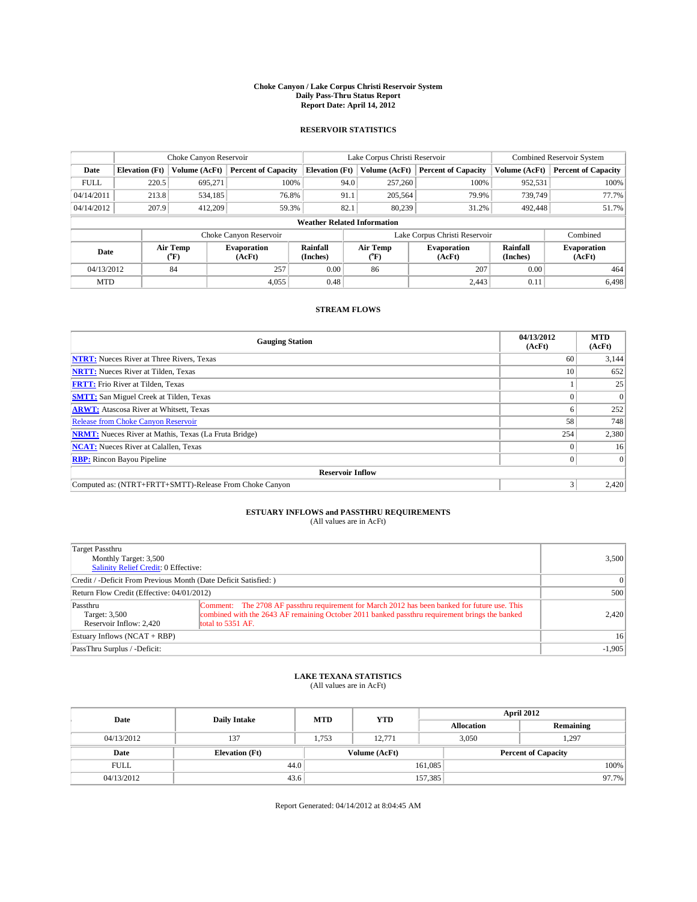**Choke Canyon / Lake Corpus Christi Reservoir System**
**Daily Pass-Thru Status Report**
**Report Date: April 14, 2012**

## RESERVOIR STATISTICS

| | Choke Canyon Reservoir | | | Lake Corpus Christi Reservoir | | | Combined Reservoir System | |
|---|---|---|---|---|---|---|---|---|
| Date | Elevation (Ft) | Volume (AcFt) | Percent of Capacity | Elevation (Ft) | Volume (AcFt) | Percent of Capacity | Volume (AcFt) | Percent of Capacity |
| FULL | 220.5 | 695,271 | 100% | 94.0 | 257,260 | 100% | 952,531 | 100% |
| 04/14/2011 | 213.8 | 534,185 | 76.8% | 91.1 | 205,564 | 79.9% | 739,749 | 77.7% |
| 04/14/2012 | 207.9 | 412,209 | 59.3% | 82.1 | 80,239 | 31.2% | 492,448 | 51.7% |

**Weather Related Information**

| | Choke Canyon Reservoir | | | Lake Corpus Christi Reservoir | | | Combined |
|---|---|---|---|---|---|---|---|
| Date | Air Temp (°F) | Evaporation (AcFt) | Rainfall (Inches) | Air Temp (°F) | Evaporation (AcFt) | Rainfall (Inches) | Evaporation (AcFt) |
| 04/13/2012 | 84 | 257 | 0.00 | 86 | 207 | 0.00 | 464 |
| MTD | | 4,055 | 0.48 | | 2,443 | 0.11 | 6,498 |

## STREAM FLOWS

| Gauging Station | 04/13/2012 (AcFt) | MTD (AcFt) |
|---|---|---|
| NTRT: Nueces River at Three Rivers, Texas | 60 | 3,144 |
| NRTT: Nueces River at Tilden, Texas | 10 | 652 |
| FRTT: Frio River at Tilden, Texas | 1 | 25 |
| SMTT: San Miguel Creek at Tilden, Texas | 0 | 0 |
| ARWT: Atascosa River at Whitsett, Texas | 6 | 252 |
| Release from Choke Canyon Reservoir | 58 | 748 |
| NRMT: Nueces River at Mathis, Texas (La Fruta Bridge) | 254 | 2,380 |
| NCAT: Nueces River at Calallen, Texas | 0 | 16 |
| RBP: Rincon Bayou Pipeline | 0 | 0 |
| **Reservoir Inflow** | | |
| Computed as: (NTRT+FRTT+SMTT)-Release From Choke Canyon | 3 | 2,420 |

## ESTUARY INFLOWS and PASSTHRU REQUIREMENTS
(All values are in AcFt)

| | | |
|---|---|---|
| Target Passthru<br>Monthly Target: 3,500<br>Salinity Relief Credit: 0 Effective: | | 3,500 |
| Credit / -Deficit From Previous Month (Date Deficit Satisfied: ) | | 0 |
| Return Flow Credit (Effective: 04/01/2012) | | 500 |
| Passthru<br>Target: 3,500<br>Reservoir Inflow: 2,420 | Comment: The 2708 AF passthru requirement for March 2012 has been banked for future use. This combined with the 2643 AF remaining October 2011 banked passthru requirement brings the banked total to 5351 AF. | 2,420 |
| Estuary Inflows (NCAT + RBP) | | 16 |
| PassThru Surplus / -Deficit: | | -1,905 |

## LAKE TEXANA STATISTICS
(All values are in AcFt)

| Date | Daily Intake | MTD | YTD | April 2012 Allocation | April 2012 Remaining |
|---|---|---|---|---|---|
| 04/13/2012 | 137 | 1,753 | 12,771 | 3,050 | 1,297 |

| Date | Elevation (Ft) | Volume (AcFt) | Percent of Capacity |
|---|---|---|---|
| FULL | 44.0 | 161,085 | 100% |
| 04/13/2012 | 43.6 | 157,385 | 97.7% |

Report Generated: 04/14/2012 at 8:04:45 AM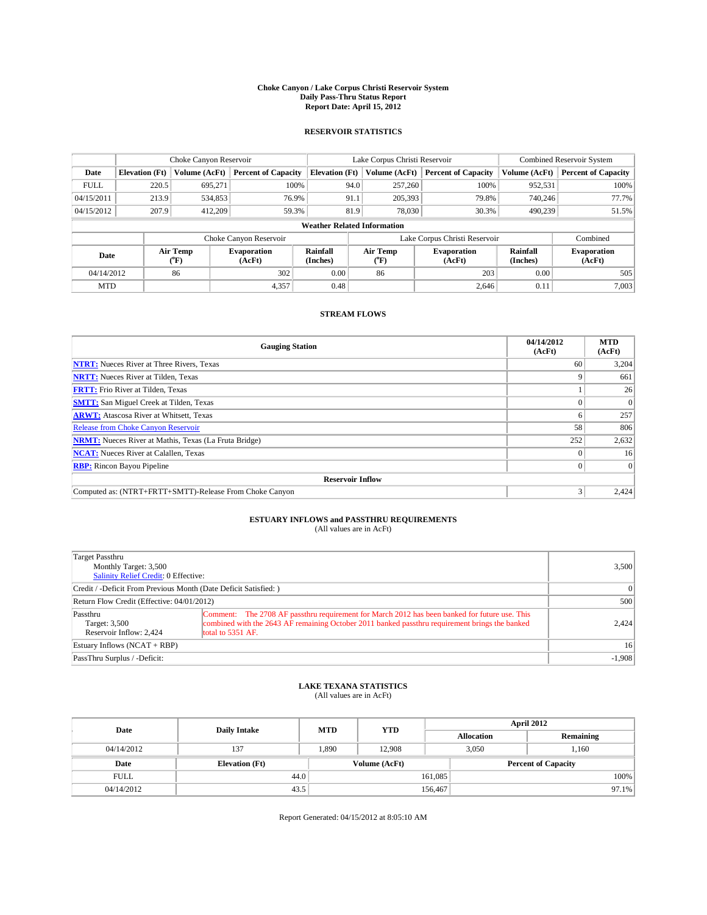# Choke Canyon / Lake Corpus Christi Reservoir System
## Daily Pass-Thru Status Report
## Report Date: April 15, 2012

### RESERVOIR STATISTICS

| | Choke Canyon Reservoir | | | Lake Corpus Christi Reservoir | | | Combined Reservoir System | |
|---|---|---|---|---|---|---|---|---|
| Date | Elevation (Ft) | Volume (AcFt) | Percent of Capacity | Elevation (Ft) | Volume (AcFt) | Percent of Capacity | Volume (AcFt) | Percent of Capacity |
| FULL | 220.5 | 695,271 | 100% | 94.0 | 257,260 | 100% | 952,531 | 100% |
| 04/15/2011 | 213.9 | 534,853 | 76.9% | 91.1 | 205,393 | 79.8% | 740,246 | 77.7% |
| 04/15/2012 | 207.9 | 412,209 | 59.3% | 81.9 | 78,030 | 30.3% | 490,239 | 51.5% |

**Weather Related Information**

| | Choke Canyon Reservoir | | | Lake Corpus Christi Reservoir | | | Combined |
|---|---|---|---|---|---|---|---|
| Date | Air Temp (°F) | Evaporation (AcFt) | Rainfall (Inches) | Air Temp (°F) | Evaporation (AcFt) | Rainfall (Inches) | Evaporation (AcFt) |
| 04/14/2012 | 86 | 302 | 0.00 | 86 | 203 | 0.00 | 505 |
| MTD | | 4,357 | 0.48 | | 2,646 | 0.11 | 7,003 |

### STREAM FLOWS

| Gauging Station | 04/14/2012 (AcFt) | MTD (AcFt) |
|---|---|---|
| NTRT: Nueces River at Three Rivers, Texas | 60 | 3,204 |
| NRTT: Nueces River at Tilden, Texas | 9 | 661 |
| FRTT: Frio River at Tilden, Texas | 1 | 26 |
| SMTT: San Miguel Creek at Tilden, Texas | 0 | 0 |
| ARWT: Atascosa River at Whitsett, Texas | 6 | 257 |
| Release from Choke Canyon Reservoir | 58 | 806 |
| NRMT: Nueces River at Mathis, Texas (La Fruta Bridge) | 252 | 2,632 |
| NCAT: Nueces River at Calallen, Texas | 0 | 16 |
| RBP: Rincon Bayou Pipeline | 0 | 0 |
| **Reservoir Inflow** | | |
| Computed as: (NTRT+FRTT+SMTT)-Release From Choke Canyon | 3 | 2,424 |

### ESTUARY INFLOWS and PASSTHRU REQUIREMENTS
(All values are in AcFt)

| | | |
|---|---|---|
| Target Passthru<br>Monthly Target: 3,500<br>Salinity Relief Credit: 0 Effective: | | 3,500 |
| Credit / -Deficit From Previous Month (Date Deficit Satisfied: ) | | 0 |
| Return Flow Credit (Effective: 04/01/2012) | | 500 |
| Passthru<br>Target: 3,500<br>Reservoir Inflow: 2,424 | Comment: The 2708 AF passthru requirement for March 2012 has been banked for future use. This combined with the 2643 AF remaining October 2011 banked passthru requirement brings the banked total to 5351 AF. | 2,424 |
| Estuary Inflows (NCAT + RBP) | | 16 |
| PassThru Surplus / -Deficit: | | -1,908 |

### LAKE TEXANA STATISTICS
(All values are in AcFt)

| Date | Daily Intake | MTD | YTD | April 2012 Allocation | April 2012 Remaining |
|---|---|---|---|---|---|
| 04/14/2012 | 137 | 1,890 | 12,908 | 3,050 | 1,160 |

| Date | Elevation (Ft) | Volume (AcFt) | Percent of Capacity |
|---|---|---|---|
| FULL | 44.0 | 161,085 | 100% |
| 04/14/2012 | 43.5 | 156,467 | 97.1% |

Report Generated: 04/15/2012 at 8:05:10 AM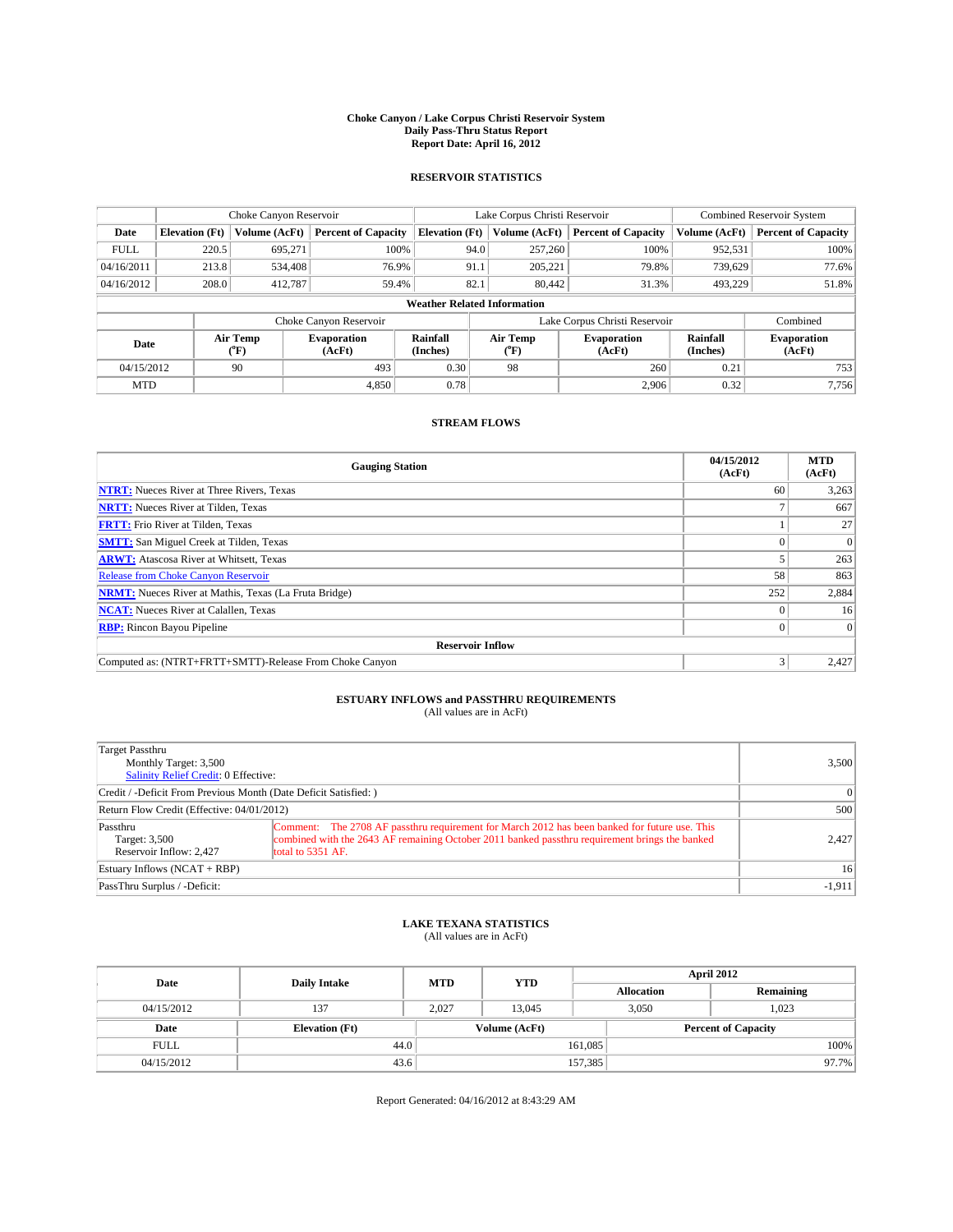**Choke Canyon / Lake Corpus Christi Reservoir System**
**Daily Pass-Thru Status Report**
**Report Date: April 16, 2012**

## RESERVOIR STATISTICS

| | Choke Canyon Reservoir | | | Lake Corpus Christi Reservoir | | | Combined Reservoir System | |
|---|---|---|---|---|---|---|---|---|
| **Date** | **Elevation (Ft)** | **Volume (AcFt)** | **Percent of Capacity** | **Elevation (Ft)** | **Volume (AcFt)** | **Percent of Capacity** | **Volume (AcFt)** | **Percent of Capacity** |
| FULL | 220.5 | 695,271 | 100% | 94.0 | 257,260 | 100% | 952,531 | 100% |
| 04/16/2011 | 213.8 | 534,408 | 76.9% | 91.1 | 205,221 | 79.8% | 739,629 | 77.6% |
| 04/16/2012 | 208.0 | 412,787 | 59.4% | 82.1 | 80,442 | 31.3% | 493,229 | 51.8% |

**Weather Related Information**

| | Choke Canyon Reservoir | | | Lake Corpus Christi Reservoir | | | Combined |
|---|---|---|---|---|---|---|---|
| **Date** | **Air Temp (°F)** | **Evaporation (AcFt)** | **Rainfall (Inches)** | **Air Temp (°F)** | **Evaporation (AcFt)** | **Rainfall (Inches)** | **Evaporation (AcFt)** |
| 04/15/2012 | 90 | 493 | 0.30 | 98 | 260 | 0.21 | 753 |
| MTD | | 4,850 | 0.78 | | 2,906 | 0.32 | 7,756 |

## STREAM FLOWS

| Gauging Station | 04/15/2012 (AcFt) | MTD (AcFt) |
|---|---|---|
| **NTRT:** Nueces River at Three Rivers, Texas | 60 | 3,263 |
| **NRTT:** Nueces River at Tilden, Texas | 7 | 667 |
| **FRTT:** Frio River at Tilden, Texas | 1 | 27 |
| **SMTT:** San Miguel Creek at Tilden, Texas | 0 | 0 |
| **ARWT:** Atascosa River at Whitsett, Texas | 5 | 263 |
| Release from Choke Canyon Reservoir | 58 | 863 |
| **NRMT:** Nueces River at Mathis, Texas (La Fruta Bridge) | 252 | 2,884 |
| **NCAT:** Nueces River at Calallen, Texas | 0 | 16 |
| **RBP:** Rincon Bayou Pipeline | 0 | 0 |
| **Reservoir Inflow** | | |
| Computed as: (NTRT+FRTT+SMTT)-Release From Choke Canyon | 3 | 2,427 |

## ESTUARY INFLOWS and PASSTHRU REQUIREMENTS
(All values are in AcFt)

| | | |
|---|---|---|
| Target Passthru<br>Monthly Target: 3,500<br>Salinity Relief Credit: 0 Effective: | | 3,500 |
| Credit / -Deficit From Previous Month (Date Deficit Satisfied: ) | | 0 |
| Return Flow Credit (Effective: 04/01/2012) | | 500 |
| Passthru<br>Target: 3,500<br>Reservoir Inflow: 2,427 | Comment: The 2708 AF passthru requirement for March 2012 has been banked for future use. This combined with the 2643 AF remaining October 2011 banked passthru requirement brings the banked total to 5351 AF. | 2,427 |
| Estuary Inflows (NCAT + RBP) | | 16 |
| PassThru Surplus / -Deficit: | | -1,911 |

## LAKE TEXANA STATISTICS
(All values are in AcFt)

| Date | Daily Intake | MTD | YTD | April 2012 Allocation | April 2012 Remaining |
|---|---|---|---|---|---|
| 04/15/2012 | 137 | 2,027 | 13,045 | 3,050 | 1,023 |

| Date | Elevation (Ft) | Volume (AcFt) | Percent of Capacity |
|---|---|---|---|
| FULL | 44.0 | 161,085 | 100% |
| 04/15/2012 | 43.6 | 157,385 | 97.7% |

Report Generated: 04/16/2012 at 8:43:29 AM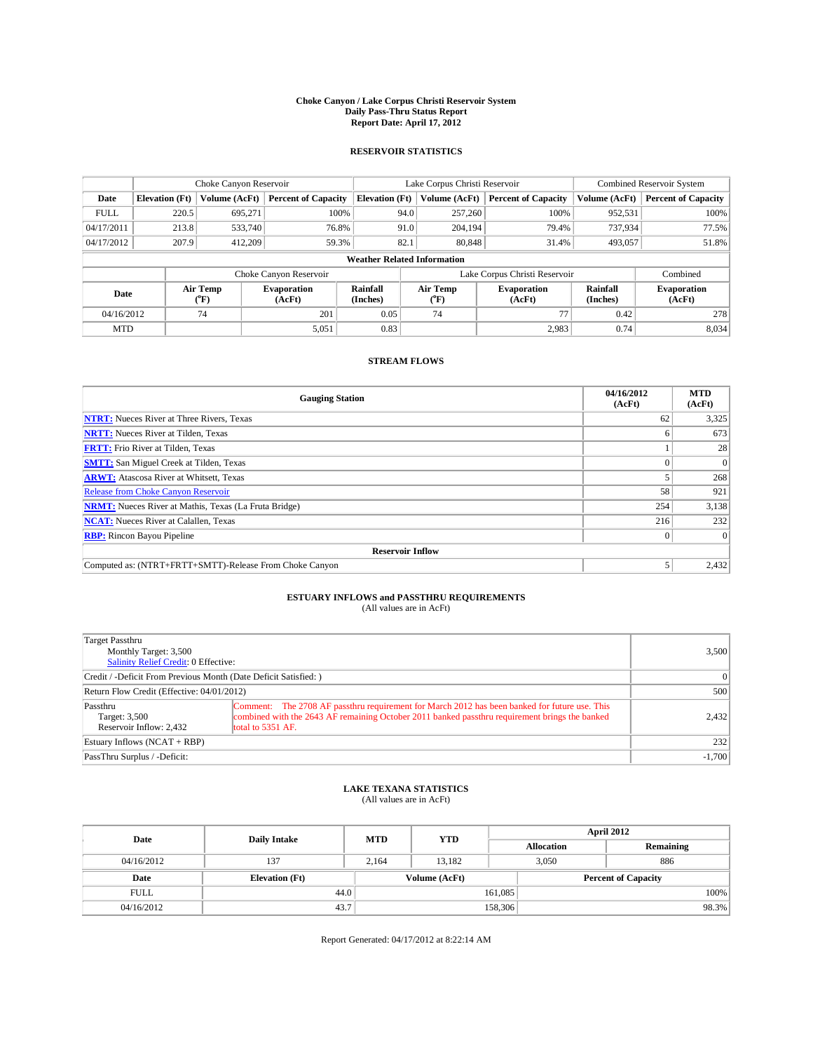# Choke Canyon / Lake Corpus Christi Reservoir System
## Daily Pass-Thru Status Report
## Report Date: April 17, 2012

### RESERVOIR STATISTICS

| | Choke Canyon Reservoir | | | Lake Corpus Christi Reservoir | | | Combined Reservoir System | |
|---|---|---|---|---|---|---|---|---|
| Date | Elevation (Ft) | Volume (AcFt) | Percent of Capacity | Elevation (Ft) | Volume (AcFt) | Percent of Capacity | Volume (AcFt) | Percent of Capacity |
| FULL | 220.5 | 695,271 | 100% | 94.0 | 257,260 | 100% | 952,531 | 100% |
| 04/17/2011 | 213.8 | 533,740 | 76.8% | 91.0 | 204,194 | 79.4% | 737,934 | 77.5% |
| 04/17/2012 | 207.9 | 412,209 | 59.3% | 82.1 | 80,848 | 31.4% | 493,057 | 51.8% |

**Weather Related Information**

| | Choke Canyon Reservoir | | | Lake Corpus Christi Reservoir | | | Combined |
|---|---|---|---|---|---|---|---|
| Date | Air Temp (°F) | Evaporation (AcFt) | Rainfall (Inches) | Air Temp (°F) | Evaporation (AcFt) | Rainfall (Inches) | Evaporation (AcFt) |
| 04/16/2012 | 74 | 201 | 0.05 | 74 | 77 | 0.42 | 278 |
| MTD | | 5,051 | 0.83 | | 2,983 | 0.74 | 8,034 |

### STREAM FLOWS

| Gauging Station | 04/16/2012 (AcFt) | MTD (AcFt) |
|---|---|---|
| NTRT: Nueces River at Three Rivers, Texas | 62 | 3,325 |
| NRTT: Nueces River at Tilden, Texas | 6 | 673 |
| FRTT: Frio River at Tilden, Texas | 1 | 28 |
| SMTT: San Miguel Creek at Tilden, Texas | 0 | 0 |
| ARWT: Atascosa River at Whitsett, Texas | 5 | 268 |
| Release from Choke Canyon Reservoir | 58 | 921 |
| NRMT: Nueces River at Mathis, Texas (La Fruta Bridge) | 254 | 3,138 |
| NCAT: Nueces River at Calallen, Texas | 216 | 232 |
| RBP: Rincon Bayou Pipeline | 0 | 0 |
| **Reservoir Inflow** | | |
| Computed as: (NTRT+FRTT+SMTT)-Release From Choke Canyon | 5 | 2,432 |

### ESTUARY INFLOWS and PASSTHRU REQUIREMENTS
(All values are in AcFt)

| | | |
|---|---|---|
| Target Passthru<br>Monthly Target: 3,500<br>Salinity Relief Credit: 0 Effective: | | 3,500 |
| Credit / -Deficit From Previous Month (Date Deficit Satisfied: ) | | 0 |
| Return Flow Credit (Effective: 04/01/2012) | | 500 |
| Passthru<br>Target: 3,500<br>Reservoir Inflow: 2,432 | Comment: The 2708 AF passthru requirement for March 2012 has been banked for future use. This combined with the 2643 AF remaining October 2011 banked passthru requirement brings the banked total to 5351 AF. | 2,432 |
| Estuary Inflows (NCAT + RBP) | | 232 |
| PassThru Surplus / -Deficit: | | -1,700 |

### LAKE TEXANA STATISTICS
(All values are in AcFt)

| Date | Daily Intake | MTD | YTD | April 2012 Allocation | April 2012 Remaining |
|---|---|---|---|---|---|
| 04/16/2012 | 137 | 2,164 | 13,182 | 3,050 | 886 |

| Date | Elevation (Ft) | Volume (AcFt) | Percent of Capacity |
|---|---|---|---|
| FULL | 44.0 | 161,085 | 100% |
| 04/16/2012 | 43.7 | 158,306 | 98.3% |

Report Generated: 04/17/2012 at 8:22:14 AM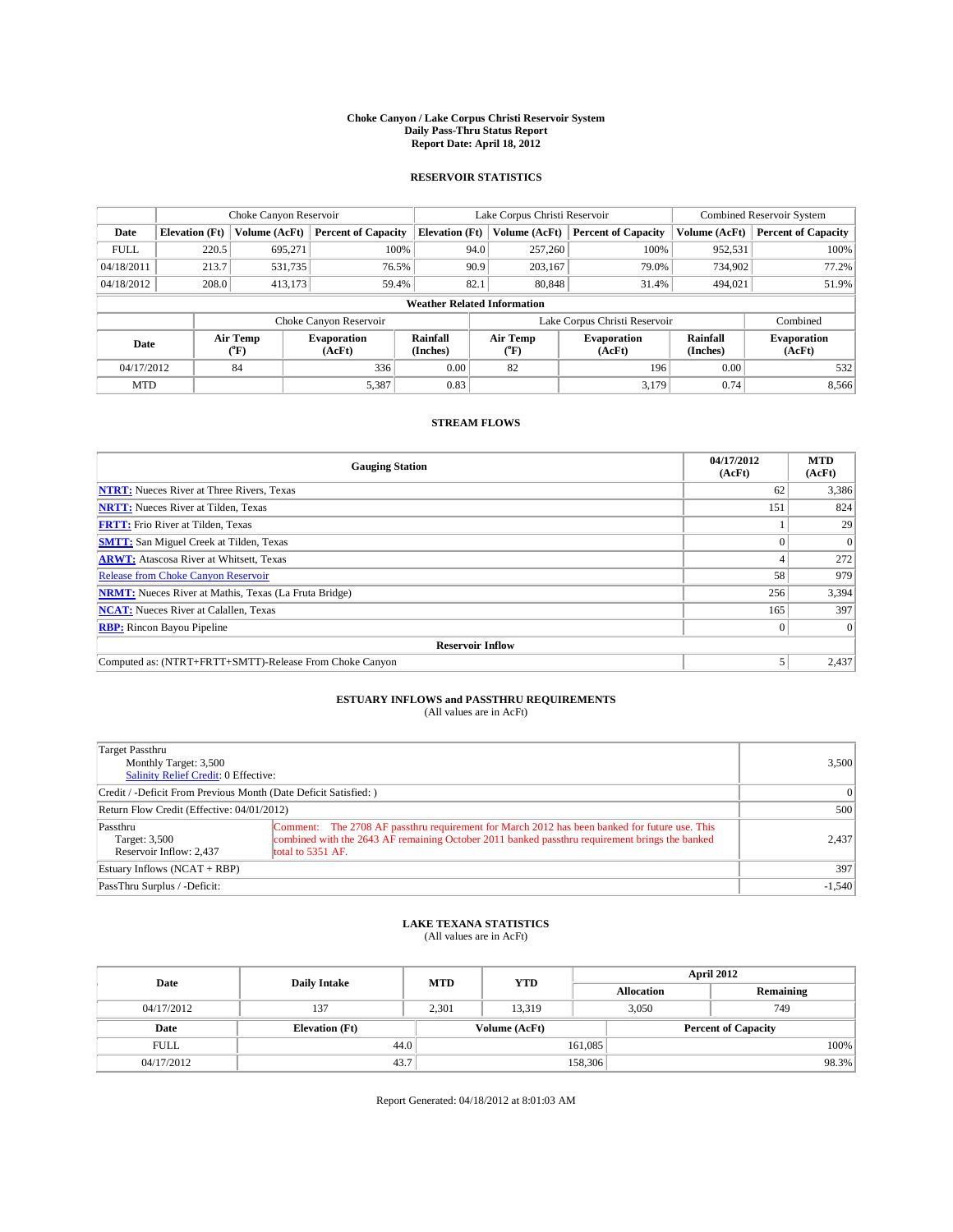# Choke Canyon / Lake Corpus Christi Reservoir System
## Daily Pass-Thru Status Report
## Report Date: April 18, 2012

### RESERVOIR STATISTICS

| | Choke Canyon Reservoir | | | Lake Corpus Christi Reservoir | | | Combined Reservoir System | |
|---|---|---|---|---|---|---|---|---|
| Date | Elevation (Ft) | Volume (AcFt) | Percent of Capacity | Elevation (Ft) | Volume (AcFt) | Percent of Capacity | Volume (AcFt) | Percent of Capacity |
| FULL | 220.5 | 695,271 | 100% | 94.0 | 257,260 | 100% | 952,531 | 100% |
| 04/18/2011 | 213.7 | 531,735 | 76.5% | 90.9 | 203,167 | 79.0% | 734,902 | 77.2% |
| 04/18/2012 | 208.0 | 413,173 | 59.4% | 82.1 | 80,848 | 31.4% | 494,021 | 51.9% |

**Weather Related Information**

| | Choke Canyon Reservoir | | | Lake Corpus Christi Reservoir | | | Combined |
|---|---|---|---|---|---|---|---|
| Date | Air Temp (°F) | Evaporation (AcFt) | Rainfall (Inches) | Air Temp (°F) | Evaporation (AcFt) | Rainfall (Inches) | Evaporation (AcFt) |
| 04/17/2012 | 84 | 336 | 0.00 | 82 | 196 | 0.00 | 532 |
| MTD | | 5,387 | 0.83 | | 3,179 | 0.74 | 8,566 |

### STREAM FLOWS

| Gauging Station | 04/17/2012 (AcFt) | MTD (AcFt) |
|---|---|---|
| NTRT: Nueces River at Three Rivers, Texas | 62 | 3,386 |
| NRTT: Nueces River at Tilden, Texas | 151 | 824 |
| FRTT: Frio River at Tilden, Texas | 1 | 29 |
| SMTT: San Miguel Creek at Tilden, Texas | 0 | 0 |
| ARWT: Atascosa River at Whitsett, Texas | 4 | 272 |
| Release from Choke Canyon Reservoir | 58 | 979 |
| NRMT: Nueces River at Mathis, Texas (La Fruta Bridge) | 256 | 3,394 |
| NCAT: Nueces River at Calallen, Texas | 165 | 397 |
| RBP: Rincon Bayou Pipeline | 0 | 0 |
| **Reservoir Inflow** | | |
| Computed as: (NTRT+FRTT+SMTT)-Release From Choke Canyon | 5 | 2,437 |

### ESTUARY INFLOWS and PASSTHRU REQUIREMENTS
(All values are in AcFt)

| | | |
|---|---|---|
| Target Passthru<br>Monthly Target: 3,500<br>Salinity Relief Credit: 0 Effective: | | 3,500 |
| Credit / -Deficit From Previous Month (Date Deficit Satisfied: ) | | 0 |
| Return Flow Credit (Effective: 04/01/2012) | | 500 |
| Passthru<br>Target: 3,500<br>Reservoir Inflow: 2,437 | Comment: The 2708 AF passthru requirement for March 2012 has been banked for future use. This combined with the 2643 AF remaining October 2011 banked passthru requirement brings the banked total to 5351 AF. | 2,437 |
| Estuary Inflows (NCAT + RBP) | | 397 |
| PassThru Surplus / -Deficit: | | -1,540 |

### LAKE TEXANA STATISTICS
(All values are in AcFt)

| Date | Daily Intake | MTD | YTD | April 2012 Allocation | April 2012 Remaining |
|---|---|---|---|---|---|
| 04/17/2012 | 137 | 2,301 | 13,319 | 3,050 | 749 |

| Date | Elevation (Ft) | Volume (AcFt) | Percent of Capacity |
|---|---|---|---|
| FULL | 44.0 | 161,085 | 100% |
| 04/17/2012 | 43.7 | 158,306 | 98.3% |

Report Generated: 04/18/2012 at 8:01:03 AM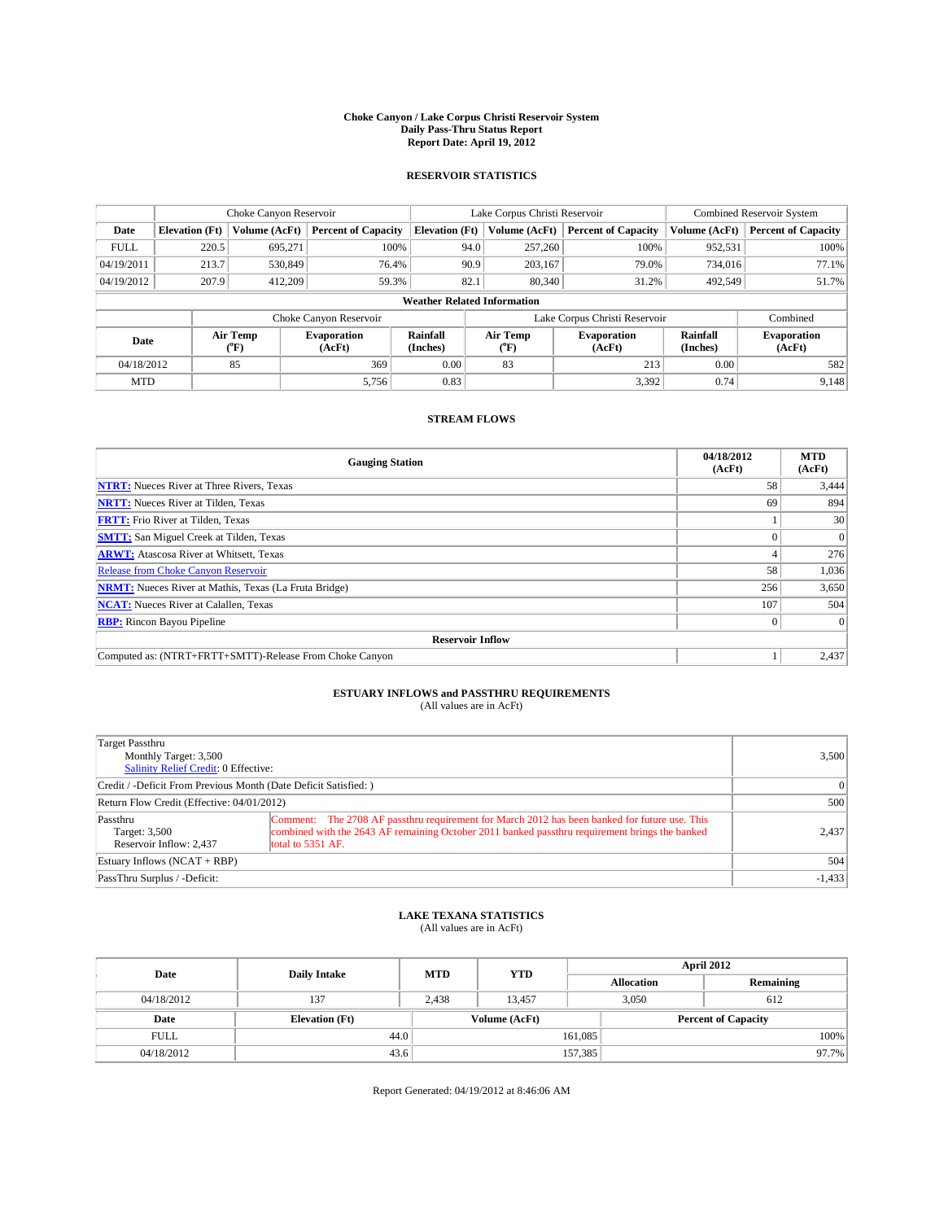# Choke Canyon / Lake Corpus Christi Reservoir System
## Daily Pass-Thru Status Report
## Report Date: April 19, 2012

### RESERVOIR STATISTICS

| | Choke Canyon Reservoir | | | Lake Corpus Christi Reservoir | | | Combined Reservoir System | |
|---|---|---|---|---|---|---|---|---|
| Date | Elevation (Ft) | Volume (AcFt) | Percent of Capacity | Elevation (Ft) | Volume (AcFt) | Percent of Capacity | Volume (AcFt) | Percent of Capacity |
| FULL | 220.5 | 695,271 | 100% | 94.0 | 257,260 | 100% | 952,531 | 100% |
| 04/19/2011 | 213.7 | 530,849 | 76.4% | 90.9 | 203,167 | 79.0% | 734,016 | 77.1% |
| 04/19/2012 | 207.9 | 412,209 | 59.3% | 82.1 | 80,340 | 31.2% | 492,549 | 51.7% |

**Weather Related Information**

| | Choke Canyon Reservoir | | | Lake Corpus Christi Reservoir | | | Combined |
|---|---|---|---|---|---|---|---|
| Date | Air Temp (°F) | Evaporation (AcFt) | Rainfall (Inches) | Air Temp (°F) | Evaporation (AcFt) | Rainfall (Inches) | Evaporation (AcFt) |
| 04/18/2012 | 85 | 369 | 0.00 | 83 | 213 | 0.00 | 582 |
| MTD | | 5,756 | 0.83 | | 3,392 | 0.74 | 9,148 |

### STREAM FLOWS

| Gauging Station | 04/18/2012 (AcFt) | MTD (AcFt) |
|---|---|---|
| NTRT: Nueces River at Three Rivers, Texas | 58 | 3,444 |
| NRTT: Nueces River at Tilden, Texas | 69 | 894 |
| FRTT: Frio River at Tilden, Texas | 1 | 30 |
| SMTT: San Miguel Creek at Tilden, Texas | 0 | 0 |
| ARWT: Atascosa River at Whitsett, Texas | 4 | 276 |
| Release from Choke Canyon Reservoir | 58 | 1,036 |
| NRMT: Nueces River at Mathis, Texas (La Fruta Bridge) | 256 | 3,650 |
| NCAT: Nueces River at Calallen, Texas | 107 | 504 |
| RBP: Rincon Bayou Pipeline | 0 | 0 |
| **Reservoir Inflow** | | |
| Computed as: (NTRT+FRTT+SMTT)-Release From Choke Canyon | 1 | 2,437 |

### ESTUARY INFLOWS and PASSTHRU REQUIREMENTS
(All values are in AcFt)

| | | |
|---|---|---|
| Target Passthru<br>Monthly Target: 3,500<br>Salinity Relief Credit: 0 Effective: | | 3,500 |
| Credit / -Deficit From Previous Month (Date Deficit Satisfied: ) | | 0 |
| Return Flow Credit (Effective: 04/01/2012) | | 500 |
| Passthru<br>Target: 3,500<br>Reservoir Inflow: 2,437 | Comment: The 2708 AF passthru requirement for March 2012 has been banked for future use. This combined with the 2643 AF remaining October 2011 banked passthru requirement brings the banked total to 5351 AF. | 2,437 |
| Estuary Inflows (NCAT + RBP) | | 504 |
| PassThru Surplus / -Deficit: | | -1,433 |

### LAKE TEXANA STATISTICS
(All values are in AcFt)

| Date | Daily Intake | MTD | YTD | April 2012 Allocation | April 2012 Remaining |
|---|---|---|---|---|---|
| 04/18/2012 | 137 | 2,438 | 13,457 | 3,050 | 612 |

| Date | Elevation (Ft) | Volume (AcFt) | Percent of Capacity |
|---|---|---|---|
| FULL | 44.0 | 161,085 | 100% |
| 04/18/2012 | 43.6 | 157,385 | 97.7% |

Report Generated: 04/19/2012 at 8:46:06 AM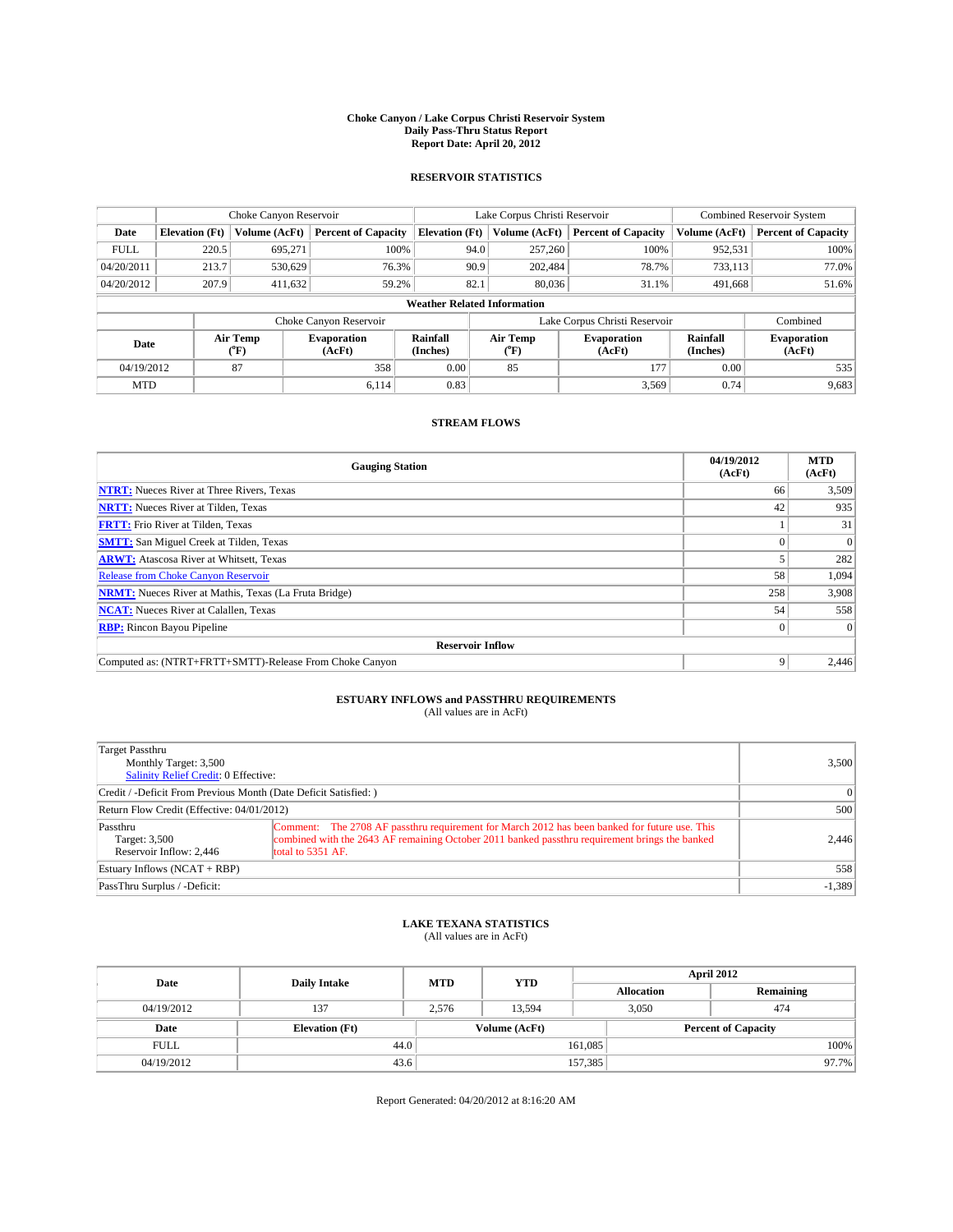# Choke Canyon / Lake Corpus Christi Reservoir System
## Daily Pass-Thru Status Report
### Report Date: April 20, 2012

## RESERVOIR STATISTICS

| | Choke Canyon Reservoir | | | Lake Corpus Christi Reservoir | | | Combined Reservoir System | |
|---|---|---|---|---|---|---|---|---|
| Date | Elevation (Ft) | Volume (AcFt) | Percent of Capacity | Elevation (Ft) | Volume (AcFt) | Percent of Capacity | Volume (AcFt) | Percent of Capacity |
| FULL | 220.5 | 695,271 | 100% | 94.0 | 257,260 | 100% | 952,531 | 100% |
| 04/20/2011 | 213.7 | 530,629 | 76.3% | 90.9 | 202,484 | 78.7% | 733,113 | 77.0% |
| 04/20/2012 | 207.9 | 411,632 | 59.2% | 82.1 | 80,036 | 31.1% | 491,668 | 51.6% |

**Weather Related Information**

| Date | Choke Canyon Reservoir | | | Lake Corpus Christi Reservoir | | | Combined |
|---|---|---|---|---|---|---|---|
| | Air Temp (°F) | Evaporation (AcFt) | Rainfall (Inches) | Air Temp (°F) | Evaporation (AcFt) | Rainfall (Inches) | Evaporation (AcFt) |
| 04/19/2012 | 87 | 358 | 0.00 | 85 | 177 | 0.00 | 535 |
| MTD | | 6,114 | 0.83 | | 3,569 | 0.74 | 9,683 |

## STREAM FLOWS

| Gauging Station | 04/19/2012 (AcFt) | MTD (AcFt) |
|---|---|---|
| NTRT: Nueces River at Three Rivers, Texas | 66 | 3,509 |
| NRTT: Nueces River at Tilden, Texas | 42 | 935 |
| FRTT: Frio River at Tilden, Texas | 1 | 31 |
| SMTT: San Miguel Creek at Tilden, Texas | 0 | 0 |
| ARWT: Atascosa River at Whitsett, Texas | 5 | 282 |
| Release from Choke Canyon Reservoir | 58 | 1,094 |
| NRMT: Nueces River at Mathis, Texas (La Fruta Bridge) | 258 | 3,908 |
| NCAT: Nueces River at Calallen, Texas | 54 | 558 |
| RBP: Rincon Bayou Pipeline | 0 | 0 |
| **Reservoir Inflow** | | |
| Computed as: (NTRT+FRTT+SMTT)-Release From Choke Canyon | 9 | 2,446 |

## ESTUARY INFLOWS and PASSTHRU REQUIREMENTS
(All values are in AcFt)

| | | |
|---|---|---|
| Target Passthru<br>Monthly Target: 3,500<br>Salinity Relief Credit: 0 Effective: | | 3,500 |
| Credit / -Deficit From Previous Month (Date Deficit Satisfied: ) | | 0 |
| Return Flow Credit (Effective: 04/01/2012) | | 500 |
| Passthru<br>Target: 3,500<br>Reservoir Inflow: 2,446 | Comment: The 2708 AF passthru requirement for March 2012 has been banked for future use. This combined with the 2643 AF remaining October 2011 banked passthru requirement brings the banked total to 5351 AF. | 2,446 |
| Estuary Inflows (NCAT + RBP) | | 558 |
| PassThru Surplus / -Deficit: | | -1,389 |

## LAKE TEXANA STATISTICS
(All values are in AcFt)

| Date | Daily Intake | MTD | YTD | April 2012 Allocation | April 2012 Remaining |
|---|---|---|---|---|---|
| 04/19/2012 | 137 | 2,576 | 13,594 | 3,050 | 474 |

| Date | Elevation (Ft) | Volume (AcFt) | Percent of Capacity |
|---|---|---|---|
| FULL | 44.0 | 161,085 | 100% |
| 04/19/2012 | 43.6 | 157,385 | 97.7% |

Report Generated: 04/20/2012 at 8:16:20 AM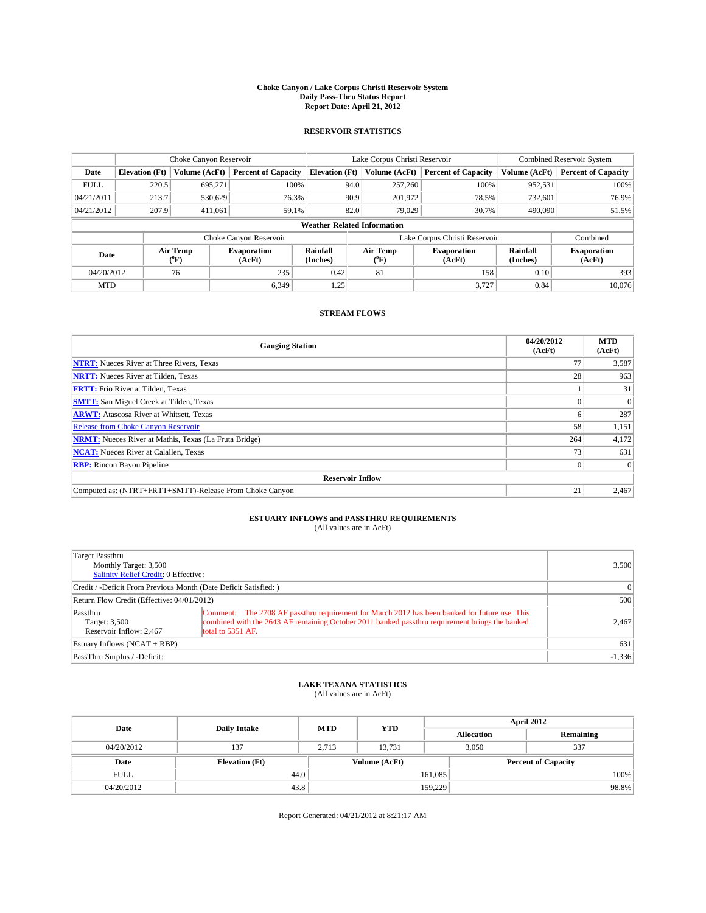**Choke Canyon / Lake Corpus Christi Reservoir System**
**Daily Pass-Thru Status Report**
**Report Date: April 21, 2012**

## RESERVOIR STATISTICS

| | Choke Canyon Reservoir | | | Lake Corpus Christi Reservoir | | | Combined Reservoir System | |
|---|---|---|---|---|---|---|---|---|
| Date | Elevation (Ft) | Volume (AcFt) | Percent of Capacity | Elevation (Ft) | Volume (AcFt) | Percent of Capacity | Volume (AcFt) | Percent of Capacity |
| FULL | 220.5 | 695,271 | 100% | 94.0 | 257,260 | 100% | 952,531 | 100% |
| 04/21/2011 | 213.7 | 530,629 | 76.3% | 90.9 | 201,972 | 78.5% | 732,601 | 76.9% |
| 04/21/2012 | 207.9 | 411,061 | 59.1% | 82.0 | 79,029 | 30.7% | 490,090 | 51.5% |

**Weather Related Information**

| Date | Choke Canyon Reservoir | | | Lake Corpus Christi Reservoir | | | Combined |
|---|---|---|---|---|---|---|---|
| | Air Temp (°F) | Evaporation (AcFt) | Rainfall (Inches) | Air Temp (°F) | Evaporation (AcFt) | Rainfall (Inches) | Evaporation (AcFt) |
| 04/20/2012 | 76 | 235 | 0.42 | 81 | 158 | 0.10 | 393 |
| MTD | | 6,349 | 1.25 | | 3,727 | 0.84 | 10,076 |

## STREAM FLOWS

| Gauging Station | 04/20/2012 (AcFt) | MTD (AcFt) |
|---|---|---|
| NTRT: Nueces River at Three Rivers, Texas | 77 | 3,587 |
| NRTT: Nueces River at Tilden, Texas | 28 | 963 |
| FRTT: Frio River at Tilden, Texas | 1 | 31 |
| SMTT: San Miguel Creek at Tilden, Texas | 0 | 0 |
| ARWT: Atascosa River at Whitsett, Texas | 6 | 287 |
| Release from Choke Canyon Reservoir | 58 | 1,151 |
| NRMT: Nueces River at Mathis, Texas (La Fruta Bridge) | 264 | 4,172 |
| NCAT: Nueces River at Calallen, Texas | 73 | 631 |
| RBP: Rincon Bayou Pipeline | 0 | 0 |
| **Reservoir Inflow** | | |
| Computed as: (NTRT+FRTT+SMTT)-Release From Choke Canyon | 21 | 2,467 |

## ESTUARY INFLOWS and PASSTHRU REQUIREMENTS
(All values are in AcFt)

| | | |
|---|---|---|
| Target Passthru<br>Monthly Target: 3,500<br>Salinity Relief Credit: 0 Effective: | | 3,500 |
| Credit / -Deficit From Previous Month (Date Deficit Satisfied: ) | | 0 |
| Return Flow Credit (Effective: 04/01/2012) | | 500 |
| Passthru<br>Target: 3,500<br>Reservoir Inflow: 2,467 | Comment: The 2708 AF passthru requirement for March 2012 has been banked for future use. This combined with the 2643 AF remaining October 2011 banked passthru requirement brings the banked total to 5351 AF. | 2,467 |
| Estuary Inflows (NCAT + RBP) | | 631 |
| PassThru Surplus / -Deficit: | | -1,336 |

## LAKE TEXANA STATISTICS
(All values are in AcFt)

| Date | Daily Intake | MTD | YTD | April 2012 Allocation | April 2012 Remaining |
|---|---|---|---|---|---|
| 04/20/2012 | 137 | 2,713 | 13,731 | 3,050 | 337 |

| Date | Elevation (Ft) | Volume (AcFt) | Percent of Capacity |
|---|---|---|---|
| FULL | 44.0 | 161,085 | 100% |
| 04/20/2012 | 43.8 | 159,229 | 98.8% |

Report Generated: 04/21/2012 at 8:21:17 AM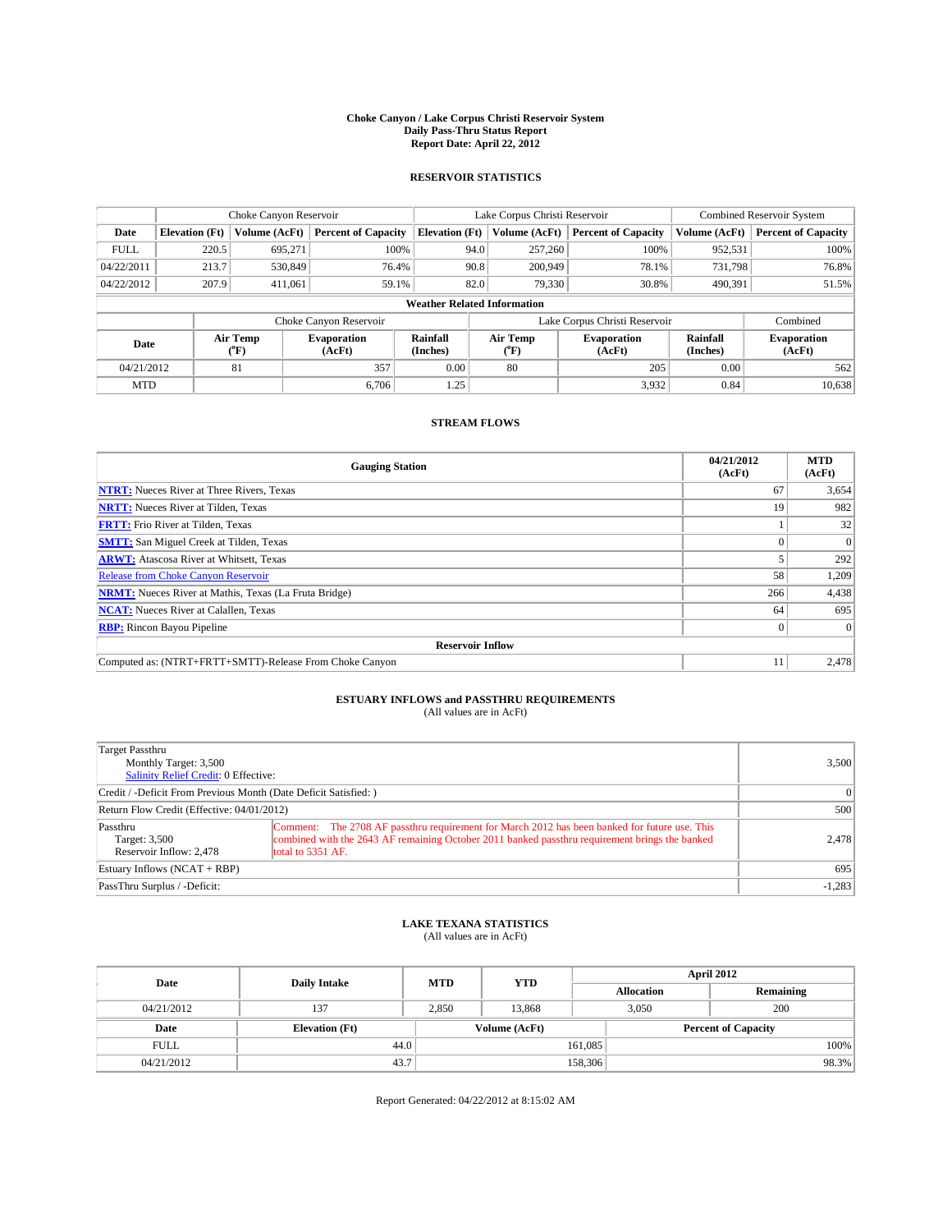# Choke Canyon / Lake Corpus Christi Reservoir System
## Daily Pass-Thru Status Report
## Report Date: April 22, 2012

### RESERVOIR STATISTICS

| | Choke Canyon Reservoir | | | Lake Corpus Christi Reservoir | | | Combined Reservoir System | |
|---|---|---|---|---|---|---|---|---|
| Date | Elevation (Ft) | Volume (AcFt) | Percent of Capacity | Elevation (Ft) | Volume (AcFt) | Percent of Capacity | Volume (AcFt) | Percent of Capacity |
| FULL | 220.5 | 695,271 | 100% | 94.0 | 257,260 | 100% | 952,531 | 100% |
| 04/22/2011 | 213.7 | 530,849 | 76.4% | 90.8 | 200,949 | 78.1% | 731,798 | 76.8% |
| 04/22/2012 | 207.9 | 411,061 | 59.1% | 82.0 | 79,330 | 30.8% | 490,391 | 51.5% |

**Weather Related Information**

| | Choke Canyon Reservoir | | | Lake Corpus Christi Reservoir | | | Combined |
|---|---|---|---|---|---|---|---|
| Date | Air Temp (°F) | Evaporation (AcFt) | Rainfall (Inches) | Air Temp (°F) | Evaporation (AcFt) | Rainfall (Inches) | Evaporation (AcFt) |
| 04/21/2012 | 81 | 357 | 0.00 | 80 | 205 | 0.00 | 562 |
| MTD | | 6,706 | 1.25 | | 3,932 | 0.84 | 10,638 |

### STREAM FLOWS

| Gauging Station | 04/21/2012 (AcFt) | MTD (AcFt) |
|---|---|---|
| NTRT: Nueces River at Three Rivers, Texas | 67 | 3,654 |
| NRTT: Nueces River at Tilden, Texas | 19 | 982 |
| FRTT: Frio River at Tilden, Texas | 1 | 32 |
| SMTT: San Miguel Creek at Tilden, Texas | 0 | 0 |
| ARWT: Atascosa River at Whitsett, Texas | 5 | 292 |
| Release from Choke Canyon Reservoir | 58 | 1,209 |
| NRMT: Nueces River at Mathis, Texas (La Fruta Bridge) | 266 | 4,438 |
| NCAT: Nueces River at Calallen, Texas | 64 | 695 |
| RBP: Rincon Bayou Pipeline | 0 | 0 |
| **Reservoir Inflow** | | |
| Computed as: (NTRT+FRTT+SMTT)-Release From Choke Canyon | 11 | 2,478 |

### ESTUARY INFLOWS and PASSTHRU REQUIREMENTS
(All values are in AcFt)

| | | |
|---|---|---|
| Target Passthru<br>Monthly Target: 3,500<br>Salinity Relief Credit: 0 Effective: | | 3,500 |
| Credit / -Deficit From Previous Month (Date Deficit Satisfied: ) | | 0 |
| Return Flow Credit (Effective: 04/01/2012) | | 500 |
| Passthru<br>Target: 3,500<br>Reservoir Inflow: 2,478 | Comment: The 2708 AF passthru requirement for March 2012 has been banked for future use. This combined with the 2643 AF remaining October 2011 banked passthru requirement brings the banked total to 5351 AF. | 2,478 |
| Estuary Inflows (NCAT + RBP) | | 695 |
| PassThru Surplus / -Deficit: | | -1,283 |

### LAKE TEXANA STATISTICS
(All values are in AcFt)

| Date | Daily Intake | MTD | YTD | April 2012 Allocation | April 2012 Remaining |
|---|---|---|---|---|---|
| 04/21/2012 | 137 | 2,850 | 13,868 | 3,050 | 200 |

| Date | Elevation (Ft) | Volume (AcFt) | Percent of Capacity |
|---|---|---|---|
| FULL | 44.0 | 161,085 | 100% |
| 04/21/2012 | 43.7 | 158,306 | 98.3% |

Report Generated: 04/22/2012 at 8:15:02 AM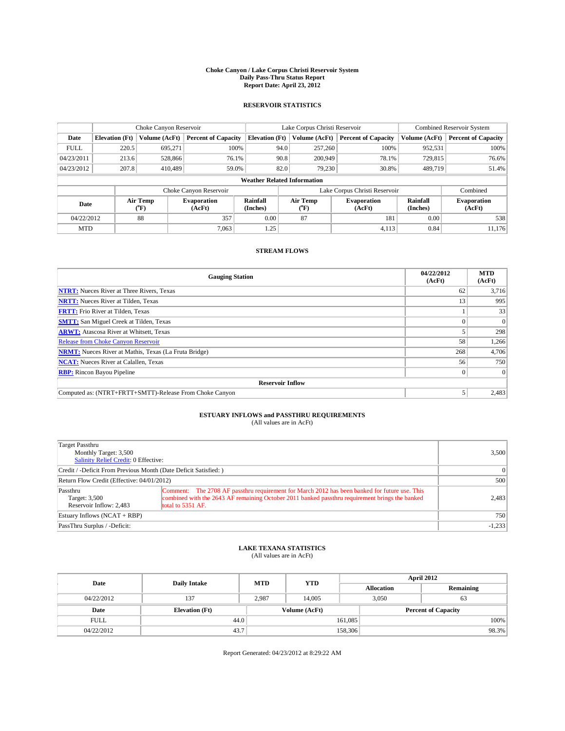**Choke Canyon / Lake Corpus Christi Reservoir System**
**Daily Pass-Thru Status Report**
**Report Date: April 23, 2012**

### RESERVOIR STATISTICS

| | Choke Canyon Reservoir | | | Lake Corpus Christi Reservoir | | | Combined Reservoir System | |
|---|---|---|---|---|---|---|---|---|
| Date | Elevation (Ft) | Volume (AcFt) | Percent of Capacity | Elevation (Ft) | Volume (AcFt) | Percent of Capacity | Volume (AcFt) | Percent of Capacity |
| FULL | 220.5 | 695,271 | 100% | 94.0 | 257,260 | 100% | 952,531 | 100% |
| 04/23/2011 | 213.6 | 528,866 | 76.1% | 90.8 | 200,949 | 78.1% | 729,815 | 76.6% |
| 04/23/2012 | 207.8 | 410,489 | 59.0% | 82.0 | 79,230 | 30.8% | 489,719 | 51.4% |

**Weather Related Information**

| | Choke Canyon Reservoir | | | Lake Corpus Christi Reservoir | | | Combined |
|---|---|---|---|---|---|---|---|
| Date | Air Temp (°F) | Evaporation (AcFt) | Rainfall (Inches) | Air Temp (°F) | Evaporation (AcFt) | Rainfall (Inches) | Evaporation (AcFt) |
| 04/22/2012 | 88 | 357 | 0.00 | 87 | 181 | 0.00 | 538 |
| MTD | | 7,063 | 1.25 | | 4,113 | 0.84 | 11,176 |

### STREAM FLOWS

| Gauging Station | 04/22/2012 (AcFt) | MTD (AcFt) |
|---|---|---|
| **NTRT:** Nueces River at Three Rivers, Texas | 62 | 3,716 |
| **NRTT:** Nueces River at Tilden, Texas | 13 | 995 |
| **FRTT:** Frio River at Tilden, Texas | 1 | 33 |
| **SMTT:** San Miguel Creek at Tilden, Texas | 0 | 0 |
| **ARWT:** Atascosa River at Whitsett, Texas | 5 | 298 |
| Release from Choke Canyon Reservoir | 58 | 1,266 |
| **NRMT:** Nueces River at Mathis, Texas (La Fruta Bridge) | 268 | 4,706 |
| **NCAT:** Nueces River at Calallen, Texas | 56 | 750 |
| **RBP:** Rincon Bayou Pipeline | 0 | 0 |
| **Reservoir Inflow** | | |
| Computed as: (NTRT+FRTT+SMTT)-Release From Choke Canyon | 5 | 2,483 |

### ESTUARY INFLOWS and PASSTHRU REQUIREMENTS
(All values are in AcFt)

| | | |
|---|---|---|
| Target Passthru<br>Monthly Target: 3,500<br>Salinity Relief Credit: 0 Effective: | | 3,500 |
| Credit / -Deficit From Previous Month (Date Deficit Satisfied: ) | | 0 |
| Return Flow Credit (Effective: 04/01/2012) | | 500 |
| Passthru<br>Target: 3,500<br>Reservoir Inflow: 2,483 | Comment: The 2708 AF passthru requirement for March 2012 has been banked for future use. This combined with the 2643 AF remaining October 2011 banked passthru requirement brings the banked total to 5351 AF. | 2,483 |
| Estuary Inflows (NCAT + RBP) | | 750 |
| PassThru Surplus / -Deficit: | | -1,233 |

### LAKE TEXANA STATISTICS
(All values are in AcFt)

| Date | Daily Intake | MTD | YTD | April 2012 Allocation | April 2012 Remaining |
|---|---|---|---|---|---|
| 04/22/2012 | 137 | 2,987 | 14,005 | 3,050 | 63 |

| Date | Elevation (Ft) | Volume (AcFt) | Percent of Capacity |
|---|---|---|---|
| FULL | 44.0 | 161,085 | 100% |
| 04/22/2012 | 43.7 | 158,306 | 98.3% |

Report Generated: 04/23/2012 at 8:29:22 AM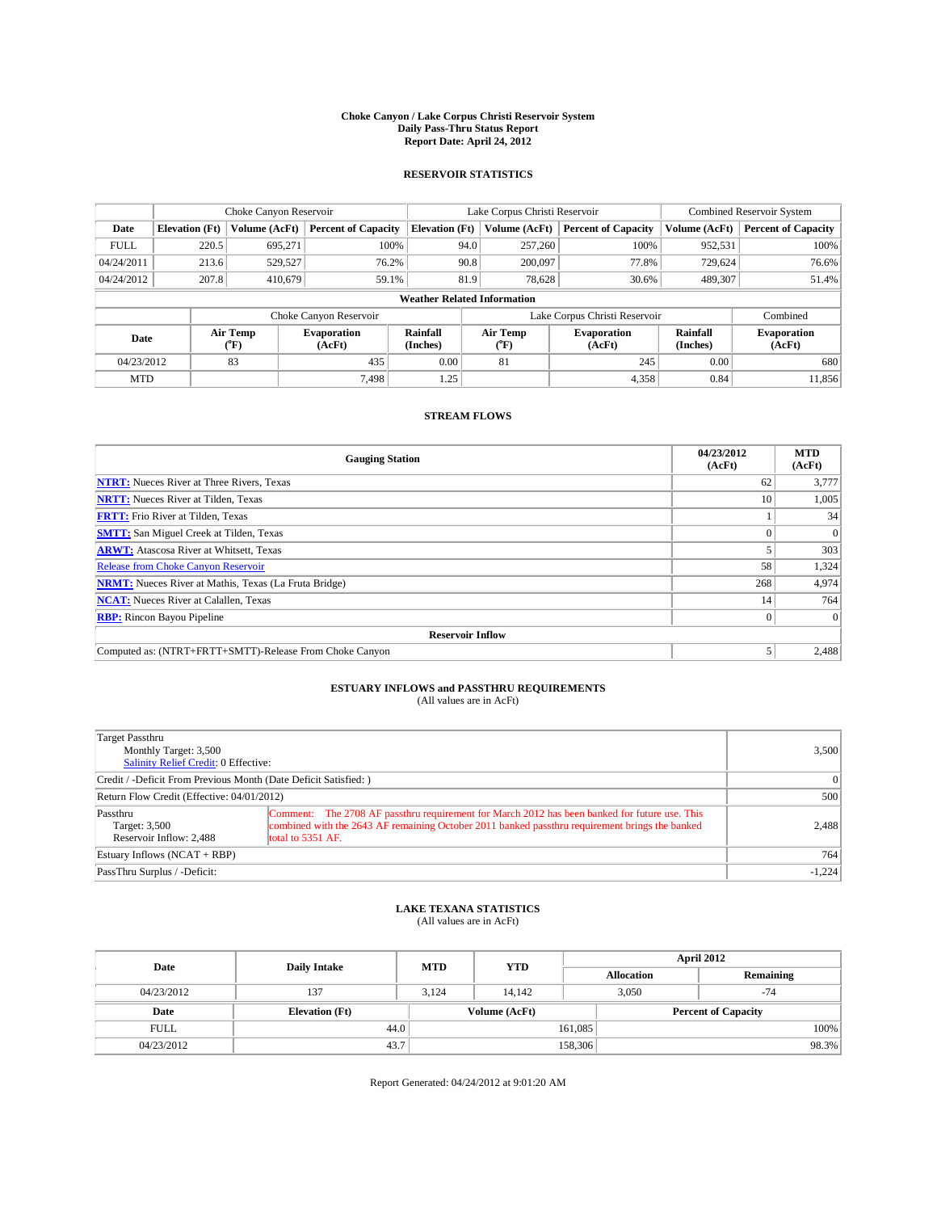# Choke Canyon / Lake Corpus Christi Reservoir System
## Daily Pass-Thru Status Report
## Report Date: April 24, 2012

### RESERVOIR STATISTICS

| | Choke Canyon Reservoir | | | Lake Corpus Christi Reservoir | | | Combined Reservoir System | |
|---|---|---|---|---|---|---|---|---|
| Date | Elevation (Ft) | Volume (AcFt) | Percent of Capacity | Elevation (Ft) | Volume (AcFt) | Percent of Capacity | Volume (AcFt) | Percent of Capacity |
| FULL | 220.5 | 695,271 | 100% | 94.0 | 257,260 | 100% | 952,531 | 100% |
| 04/24/2011 | 213.6 | 529,527 | 76.2% | 90.8 | 200,097 | 77.8% | 729,624 | 76.6% |
| 04/24/2012 | 207.8 | 410,679 | 59.1% | 81.9 | 78,628 | 30.6% | 489,307 | 51.4% |

**Weather Related Information**

| | Choke Canyon Reservoir | | | Lake Corpus Christi Reservoir | | | Combined |
|---|---|---|---|---|---|---|---|
| Date | Air Temp (°F) | Evaporation (AcFt) | Rainfall (Inches) | Air Temp (°F) | Evaporation (AcFt) | Rainfall (Inches) | Evaporation (AcFt) |
| 04/23/2012 | 83 | 435 | 0.00 | 81 | 245 | 0.00 | 680 |
| MTD | | 7,498 | 1.25 | | 4,358 | 0.84 | 11,856 |

### STREAM FLOWS

| Gauging Station | 04/23/2012 (AcFt) | MTD (AcFt) |
|---|---|---|
| NTRT: Nueces River at Three Rivers, Texas | 62 | 3,777 |
| NRTT: Nueces River at Tilden, Texas | 10 | 1,005 |
| FRTT: Frio River at Tilden, Texas | 1 | 34 |
| SMTT: San Miguel Creek at Tilden, Texas | 0 | 0 |
| ARWT: Atascosa River at Whitsett, Texas | 5 | 303 |
| Release from Choke Canyon Reservoir | 58 | 1,324 |
| NRMT: Nueces River at Mathis, Texas (La Fruta Bridge) | 268 | 4,974 |
| NCAT: Nueces River at Calallen, Texas | 14 | 764 |
| RBP: Rincon Bayou Pipeline | 0 | 0 |
| **Reservoir Inflow** | | |
| Computed as: (NTRT+FRTT+SMTT)-Release From Choke Canyon | 5 | 2,488 |

### ESTUARY INFLOWS and PASSTHRU REQUIREMENTS
(All values are in AcFt)

| | | |
|---|---|---|
| Target Passthru<br>Monthly Target: 3,500<br>Salinity Relief Credit: 0 Effective: | | 3,500 |
| Credit / -Deficit From Previous Month (Date Deficit Satisfied: ) | | 0 |
| Return Flow Credit (Effective: 04/01/2012) | | 500 |
| Passthru<br>Target: 3,500<br>Reservoir Inflow: 2,488 | Comment: The 2708 AF passthru requirement for March 2012 has been banked for future use. This combined with the 2643 AF remaining October 2011 banked passthru requirement brings the banked total to 5351 AF. | 2,488 |
| Estuary Inflows (NCAT + RBP) | | 764 |
| PassThru Surplus / -Deficit: | | -1,224 |

### LAKE TEXANA STATISTICS
(All values are in AcFt)

| Date | Daily Intake | MTD | YTD | April 2012 Allocation | April 2012 Remaining |
|---|---|---|---|---|---|
| 04/23/2012 | 137 | 3,124 | 14,142 | 3,050 | -74 |

| Date | Elevation (Ft) | Volume (AcFt) | Percent of Capacity |
|---|---|---|---|
| FULL | 44.0 | 161,085 | 100% |
| 04/23/2012 | 43.7 | 158,306 | 98.3% |

Report Generated: 04/24/2012 at 9:01:20 AM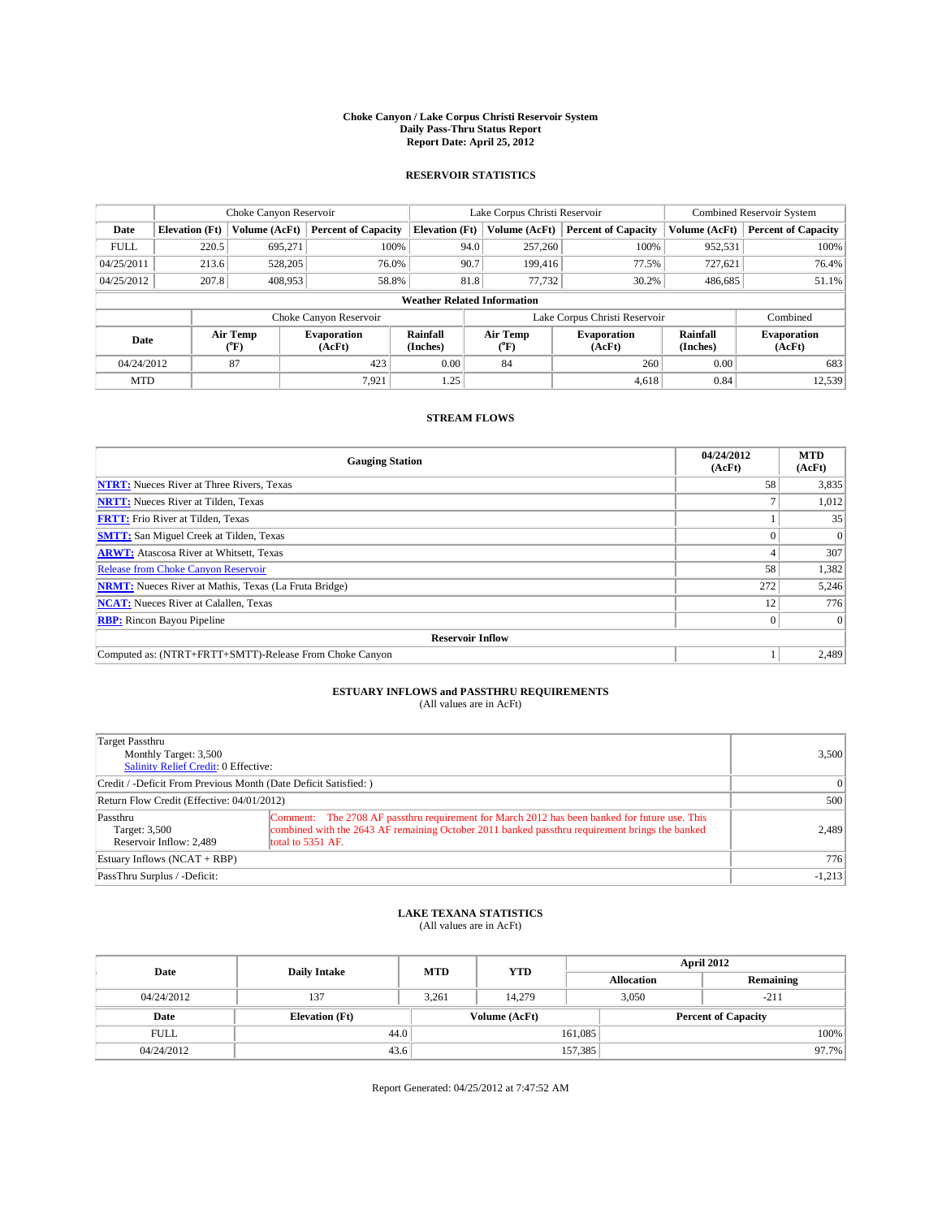**Choke Canyon / Lake Corpus Christi Reservoir System**
**Daily Pass-Thru Status Report**
**Report Date: April 25, 2012**

## RESERVOIR STATISTICS

| | Choke Canyon Reservoir | | | Lake Corpus Christi Reservoir | | | Combined Reservoir System | |
|---|---|---|---|---|---|---|---|---|
| **Date** | **Elevation (Ft)** | **Volume (AcFt)** | **Percent of Capacity** | **Elevation (Ft)** | **Volume (AcFt)** | **Percent of Capacity** | **Volume (AcFt)** | **Percent of Capacity** |
| FULL | 220.5 | 695,271 | 100% | 94.0 | 257,260 | 100% | 952,531 | 100% |
| 04/25/2011 | 213.6 | 528,205 | 76.0% | 90.7 | 199,416 | 77.5% | 727,621 | 76.4% |
| 04/25/2012 | 207.8 | 408,953 | 58.8% | 81.8 | 77,732 | 30.2% | 486,685 | 51.1% |

**Weather Related Information**

| | Choke Canyon Reservoir | | | Lake Corpus Christi Reservoir | | | Combined |
|---|---|---|---|---|---|---|---|
| **Date** | **Air Temp (°F)** | **Evaporation (AcFt)** | **Rainfall (Inches)** | **Air Temp (°F)** | **Evaporation (AcFt)** | **Rainfall (Inches)** | **Evaporation (AcFt)** |
| 04/24/2012 | 87 | 423 | 0.00 | 84 | 260 | 0.00 | 683 |
| MTD | | 7,921 | 1.25 | | 4,618 | 0.84 | 12,539 |

## STREAM FLOWS

| Gauging Station | 04/24/2012 (AcFt) | MTD (AcFt) |
|---|---|---|
| NTRT: Nueces River at Three Rivers, Texas | 58 | 3,835 |
| NRTT: Nueces River at Tilden, Texas | 7 | 1,012 |
| FRTT: Frio River at Tilden, Texas | 1 | 35 |
| SMTT: San Miguel Creek at Tilden, Texas | 0 | 0 |
| ARWT: Atascosa River at Whitsett, Texas | 4 | 307 |
| Release from Choke Canyon Reservoir | 58 | 1,382 |
| NRMT: Nueces River at Mathis, Texas (La Fruta Bridge) | 272 | 5,246 |
| NCAT: Nueces River at Calallen, Texas | 12 | 776 |
| RBP: Rincon Bayou Pipeline | 0 | 0 |
| **Reservoir Inflow** | | |
| Computed as: (NTRT+FRTT+SMTT)-Release From Choke Canyon | 1 | 2,489 |

## ESTUARY INFLOWS and PASSTHRU REQUIREMENTS
(All values are in AcFt)

| | | |
|---|---|---|
| Target Passthru<br>Monthly Target: 3,500<br>Salinity Relief Credit: 0 Effective: | | 3,500 |
| Credit / -Deficit From Previous Month (Date Deficit Satisfied: ) | | 0 |
| Return Flow Credit (Effective: 04/01/2012) | | 500 |
| Passthru<br>Target: 3,500<br>Reservoir Inflow: 2,489 | Comment: The 2708 AF passthru requirement for March 2012 has been banked for future use. This combined with the 2643 AF remaining October 2011 banked passthru requirement brings the banked total to 5351 AF. | 2,489 |
| Estuary Inflows (NCAT + RBP) | | 776 |
| PassThru Surplus / -Deficit: | | -1,213 |

## LAKE TEXANA STATISTICS
(All values are in AcFt)

| Date | Daily Intake | MTD | YTD | April 2012 Allocation | April 2012 Remaining |
|---|---|---|---|---|---|
| 04/24/2012 | 137 | 3,261 | 14,279 | 3,050 | -211 |

| Date | Elevation (Ft) | Volume (AcFt) | Percent of Capacity |
|---|---|---|---|
| FULL | 44.0 | 161,085 | 100% |
| 04/24/2012 | 43.6 | 157,385 | 97.7% |

Report Generated: 04/25/2012 at 7:47:52 AM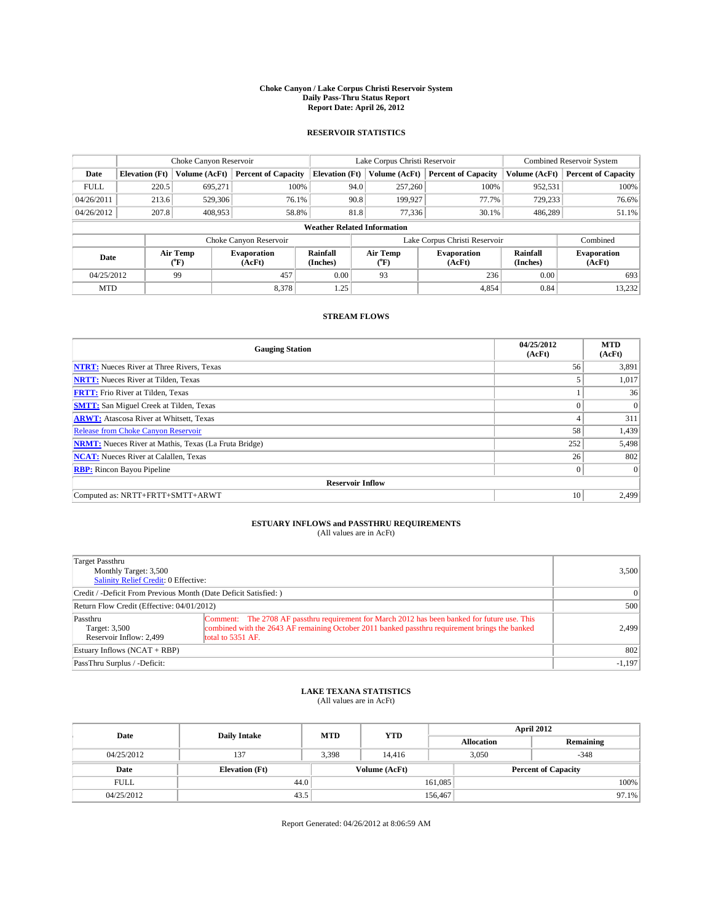**Choke Canyon / Lake Corpus Christi Reservoir System**
**Daily Pass-Thru Status Report**
**Report Date: April 26, 2012**

## RESERVOIR STATISTICS

| | Choke Canyon Reservoir | | | Lake Corpus Christi Reservoir | | | Combined Reservoir System | |
|---|---|---|---|---|---|---|---|---|
| Date | Elevation (Ft) | Volume (AcFt) | Percent of Capacity | Elevation (Ft) | Volume (AcFt) | Percent of Capacity | Volume (AcFt) | Percent of Capacity |
| FULL | 220.5 | 695,271 | 100% | 94.0 | 257,260 | 100% | 952,531 | 100% |
| 04/26/2011 | 213.6 | 529,306 | 76.1% | 90.8 | 199,927 | 77.7% | 729,233 | 76.6% |
| 04/26/2012 | 207.8 | 408,953 | 58.8% | 81.8 | 77,336 | 30.1% | 486,289 | 51.1% |

**Weather Related Information**

| | Choke Canyon Reservoir | | | Lake Corpus Christi Reservoir | | | Combined |
|---|---|---|---|---|---|---|---|
| Date | Air Temp (°F) | Evaporation (AcFt) | Rainfall (Inches) | Air Temp (°F) | Evaporation (AcFt) | Rainfall (Inches) | Evaporation (AcFt) |
| 04/25/2012 | 99 | 457 | 0.00 | 93 | 236 | 0.00 | 693 |
| MTD | | 8,378 | 1.25 | | 4,854 | 0.84 | 13,232 |

## STREAM FLOWS

| Gauging Station | 04/25/2012 (AcFt) | MTD (AcFt) |
|---|---|---|
| NTRT: Nueces River at Three Rivers, Texas | 56 | 3,891 |
| NRTT: Nueces River at Tilden, Texas | 5 | 1,017 |
| FRTT: Frio River at Tilden, Texas | 1 | 36 |
| SMTT: San Miguel Creek at Tilden, Texas | 0 | 0 |
| ARWT: Atascosa River at Whitsett, Texas | 4 | 311 |
| Release from Choke Canyon Reservoir | 58 | 1,439 |
| NRMT: Nueces River at Mathis, Texas (La Fruta Bridge) | 252 | 5,498 |
| NCAT: Nueces River at Calallen, Texas | 26 | 802 |
| RBP: Rincon Bayou Pipeline | 0 | 0 |
| **Reservoir Inflow** | | |
| Computed as: NRTT+FRTT+SMTT+ARWT | 10 | 2,499 |

## ESTUARY INFLOWS and PASSTHRU REQUIREMENTS
(All values are in AcFt)

| | | |
|---|---|---|
| Target Passthru<br>Monthly Target: 3,500<br>Salinity Relief Credit: 0 Effective: | | 3,500 |
| Credit / -Deficit From Previous Month (Date Deficit Satisfied: ) | | 0 |
| Return Flow Credit (Effective: 04/01/2012) | | 500 |
| Passthru<br>Target: 3,500<br>Reservoir Inflow: 2,499 | Comment: The 2708 AF passthru requirement for March 2012 has been banked for future use. This combined with the 2643 AF remaining October 2011 banked passthru requirement brings the banked total to 5351 AF. | 2,499 |
| Estuary Inflows (NCAT + RBP) | | 802 |
| PassThru Surplus / -Deficit: | | -1,197 |

## LAKE TEXANA STATISTICS
(All values are in AcFt)

| Date | Daily Intake | MTD | YTD | April 2012 Allocation | April 2012 Remaining |
|---|---|---|---|---|---|
| 04/25/2012 | 137 | 3,398 | 14,416 | 3,050 | -348 |

| Date | Elevation (Ft) | Volume (AcFt) | Percent of Capacity |
|---|---|---|---|
| FULL | 44.0 | 161,085 | 100% |
| 04/25/2012 | 43.5 | 156,467 | 97.1% |

Report Generated: 04/26/2012 at 8:06:59 AM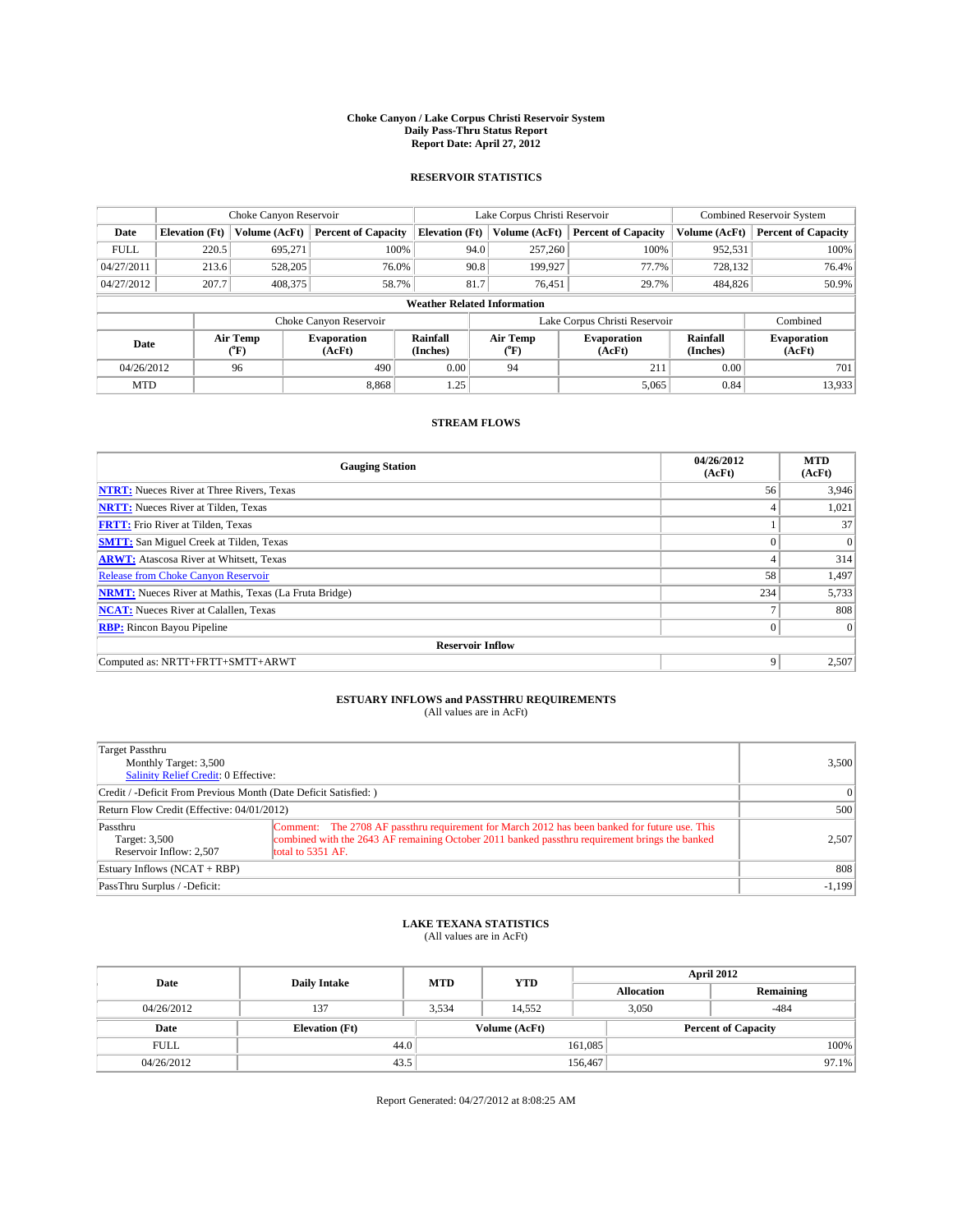**Choke Canyon / Lake Corpus Christi Reservoir System**
**Daily Pass-Thru Status Report**
**Report Date: April 27, 2012**

## RESERVOIR STATISTICS

| | Choke Canyon Reservoir | | | Lake Corpus Christi Reservoir | | | Combined Reservoir System | |
|---|---|---|---|---|---|---|---|---|
| Date | Elevation (Ft) | Volume (AcFt) | Percent of Capacity | Elevation (Ft) | Volume (AcFt) | Percent of Capacity | Volume (AcFt) | Percent of Capacity |
| FULL | 220.5 | 695,271 | 100% | 94.0 | 257,260 | 100% | 952,531 | 100% |
| 04/27/2011 | 213.6 | 528,205 | 76.0% | 90.8 | 199,927 | 77.7% | 728,132 | 76.4% |
| 04/27/2012 | 207.7 | 408,375 | 58.7% | 81.7 | 76,451 | 29.7% | 484,826 | 50.9% |

**Weather Related Information**

| | Choke Canyon Reservoir | | | Lake Corpus Christi Reservoir | | | Combined |
|---|---|---|---|---|---|---|---|
| Date | Air Temp (°F) | Evaporation (AcFt) | Rainfall (Inches) | Air Temp (°F) | Evaporation (AcFt) | Rainfall (Inches) | Evaporation (AcFt) |
| 04/26/2012 | 96 | 490 | 0.00 | 94 | 211 | 0.00 | 701 |
| MTD | | 8,868 | 1.25 | | 5,065 | 0.84 | 13,933 |

## STREAM FLOWS

| Gauging Station | 04/26/2012 (AcFt) | MTD (AcFt) |
|---|---|---|
| NTRT: Nueces River at Three Rivers, Texas | 56 | 3,946 |
| NRTT: Nueces River at Tilden, Texas | 4 | 1,021 |
| FRTT: Frio River at Tilden, Texas | 1 | 37 |
| SMTT: San Miguel Creek at Tilden, Texas | 0 | 0 |
| ARWT: Atascosa River at Whitsett, Texas | 4 | 314 |
| Release from Choke Canyon Reservoir | 58 | 1,497 |
| NRMT: Nueces River at Mathis, Texas (La Fruta Bridge) | 234 | 5,733 |
| NCAT: Nueces River at Calallen, Texas | 7 | 808 |
| RBP: Rincon Bayou Pipeline | 0 | 0 |
| **Reservoir Inflow** | | |
| Computed as: NRTT+FRTT+SMTT+ARWT | 9 | 2,507 |

## ESTUARY INFLOWS and PASSTHRU REQUIREMENTS
(All values are in AcFt)

| | | |
|---|---|---|
| Target Passthru<br>Monthly Target: 3,500<br>Salinity Relief Credit: 0 Effective: | | 3,500 |
| Credit / -Deficit From Previous Month (Date Deficit Satisfied: ) | | 0 |
| Return Flow Credit (Effective: 04/01/2012) | | 500 |
| Passthru<br>Target: 3,500<br>Reservoir Inflow: 2,507 | Comment: The 2708 AF passthru requirement for March 2012 has been banked for future use. This combined with the 2643 AF remaining October 2011 banked passthru requirement brings the banked total to 5351 AF. | 2,507 |
| Estuary Inflows (NCAT + RBP) | | 808 |
| PassThru Surplus / -Deficit: | | -1,199 |

## LAKE TEXANA STATISTICS
(All values are in AcFt)

| Date | Daily Intake | MTD | YTD | April 2012 Allocation | April 2012 Remaining |
|---|---|---|---|---|---|
| 04/26/2012 | 137 | 3,534 | 14,552 | 3,050 | -484 |

| Date | Elevation (Ft) | Volume (AcFt) | Percent of Capacity |
|---|---|---|---|
| FULL | 44.0 | 161,085 | 100% |
| 04/26/2012 | 43.5 | 156,467 | 97.1% |

Report Generated: 04/27/2012 at 8:08:25 AM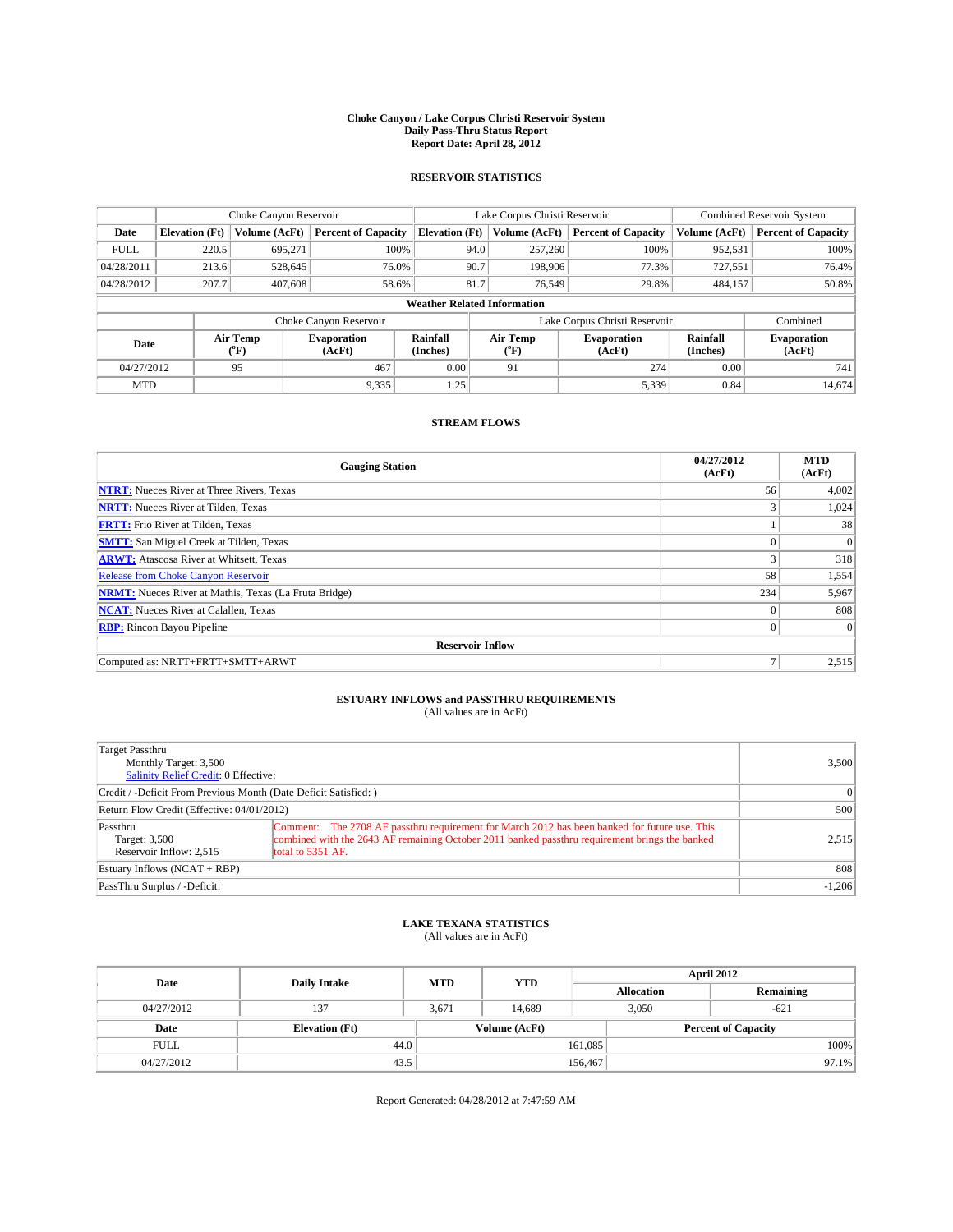**Choke Canyon / Lake Corpus Christi Reservoir System**
**Daily Pass-Thru Status Report**
**Report Date: April 28, 2012**

## RESERVOIR STATISTICS

| | Choke Canyon Reservoir | | | Lake Corpus Christi Reservoir | | | Combined Reservoir System | |
|---|---|---|---|---|---|---|---|---|
| Date | Elevation (Ft) | Volume (AcFt) | Percent of Capacity | Elevation (Ft) | Volume (AcFt) | Percent of Capacity | Volume (AcFt) | Percent of Capacity |
| FULL | 220.5 | 695,271 | 100% | 94.0 | 257,260 | 100% | 952,531 | 100% |
| 04/28/2011 | 213.6 | 528,645 | 76.0% | 90.7 | 198,906 | 77.3% | 727,551 | 76.4% |
| 04/28/2012 | 207.7 | 407,608 | 58.6% | 81.7 | 76,549 | 29.8% | 484,157 | 50.8% |

**Weather Related Information**

| | Choke Canyon Reservoir | | | Lake Corpus Christi Reservoir | | | Combined |
|---|---|---|---|---|---|---|---|
| Date | Air Temp (°F) | Evaporation (AcFt) | Rainfall (Inches) | Air Temp (°F) | Evaporation (AcFt) | Rainfall (Inches) | Evaporation (AcFt) |
| 04/27/2012 | 95 | 467 | 0.00 | 91 | 274 | 0.00 | 741 |
| MTD | | 9,335 | 1.25 | | 5,339 | 0.84 | 14,674 |

## STREAM FLOWS

| Gauging Station | 04/27/2012 (AcFt) | MTD (AcFt) |
|---|---|---|
| **NTRT:** Nueces River at Three Rivers, Texas | 56 | 4,002 |
| **NRTT:** Nueces River at Tilden, Texas | 3 | 1,024 |
| **FRTT:** Frio River at Tilden, Texas | 1 | 38 |
| **SMTT:** San Miguel Creek at Tilden, Texas | 0 | 0 |
| **ARWT:** Atascosa River at Whitsett, Texas | 3 | 318 |
| Release from Choke Canyon Reservoir | 58 | 1,554 |
| **NRMT:** Nueces River at Mathis, Texas (La Fruta Bridge) | 234 | 5,967 |
| **NCAT:** Nueces River at Calallen, Texas | 0 | 808 |
| **RBP:** Rincon Bayou Pipeline | 0 | 0 |
| **Reservoir Inflow** | | |
| Computed as: NRTT+FRTT+SMTT+ARWT | 7 | 2,515 |

## ESTUARY INFLOWS and PASSTHRU REQUIREMENTS

(All values are in AcFt)

| | | |
|---|---|---|
| Target Passthru<br>Monthly Target: 3,500<br>Salinity Relief Credit: 0 Effective: | | 3,500 |
| Credit / -Deficit From Previous Month (Date Deficit Satisfied: ) | | 0 |
| Return Flow Credit (Effective: 04/01/2012) | | 500 |
| Passthru<br>Target: 3,500<br>Reservoir Inflow: 2,515 | Comment: The 2708 AF passthru requirement for March 2012 has been banked for future use. This combined with the 2643 AF remaining October 2011 banked passthru requirement brings the banked total to 5351 AF. | 2,515 |
| Estuary Inflows (NCAT + RBP) | | 808 |
| PassThru Surplus / -Deficit: | | -1,206 |

## LAKE TEXANA STATISTICS

(All values are in AcFt)

| Date | Daily Intake | MTD | YTD | April 2012 Allocation | April 2012 Remaining |
|---|---|---|---|---|---|
| 04/27/2012 | 137 | 3,671 | 14,689 | 3,050 | -621 |

| Date | Elevation (Ft) | Volume (AcFt) | Percent of Capacity |
|---|---|---|---|
| FULL | 44.0 | 161,085 | 100% |
| 04/27/2012 | 43.5 | 156,467 | 97.1% |

Report Generated: 04/28/2012 at 7:47:59 AM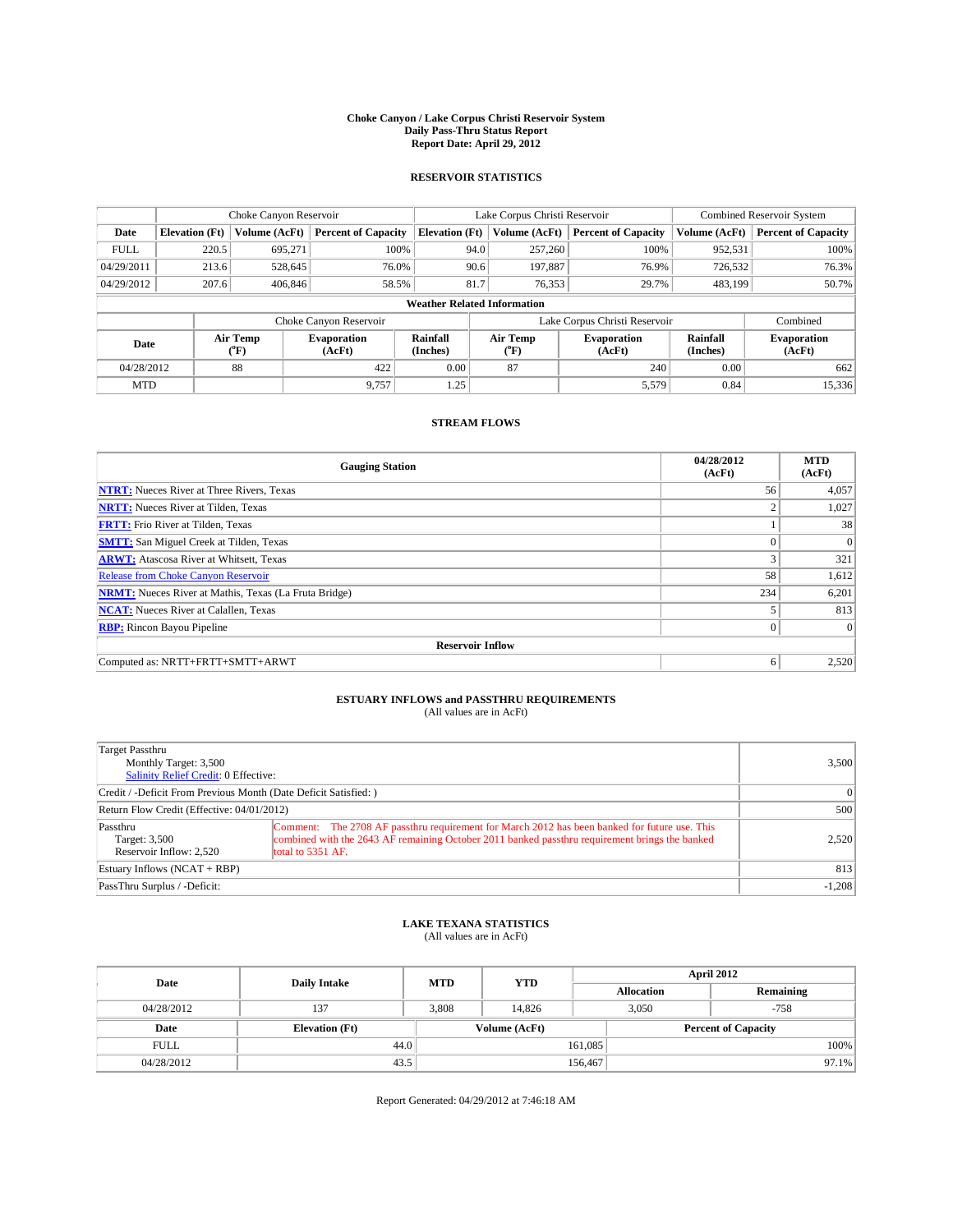# Choke Canyon / Lake Corpus Christi Reservoir System
## Daily Pass-Thru Status Report
## Report Date: April 29, 2012

### RESERVOIR STATISTICS

| | Choke Canyon Reservoir | | | Lake Corpus Christi Reservoir | | | Combined Reservoir System | |
|---|---|---|---|---|---|---|---|---|
| Date | Elevation (Ft) | Volume (AcFt) | Percent of Capacity | Elevation (Ft) | Volume (AcFt) | Percent of Capacity | Volume (AcFt) | Percent of Capacity |
| FULL | 220.5 | 695,271 | 100% | 94.0 | 257,260 | 100% | 952,531 | 100% |
| 04/29/2011 | 213.6 | 528,645 | 76.0% | 90.6 | 197,887 | 76.9% | 726,532 | 76.3% |
| 04/29/2012 | 207.6 | 406,846 | 58.5% | 81.7 | 76,353 | 29.7% | 483,199 | 50.7% |

**Weather Related Information**

| | Choke Canyon Reservoir | | | Lake Corpus Christi Reservoir | | | Combined |
|---|---|---|---|---|---|---|---|
| Date | Air Temp (°F) | Evaporation (AcFt) | Rainfall (Inches) | Air Temp (°F) | Evaporation (AcFt) | Rainfall (Inches) | Evaporation (AcFt) |
| 04/28/2012 | 88 | 422 | 0.00 | 87 | 240 | 0.00 | 662 |
| MTD | | 9,757 | 1.25 | | 5,579 | 0.84 | 15,336 |

### STREAM FLOWS

| Gauging Station | 04/28/2012 (AcFt) | MTD (AcFt) |
|---|---|---|
| NTRT: Nueces River at Three Rivers, Texas | 56 | 4,057 |
| NRTT: Nueces River at Tilden, Texas | 2 | 1,027 |
| FRTT: Frio River at Tilden, Texas | 1 | 38 |
| SMTT: San Miguel Creek at Tilden, Texas | 0 | 0 |
| ARWT: Atascosa River at Whitsett, Texas | 3 | 321 |
| Release from Choke Canyon Reservoir | 58 | 1,612 |
| NRMT: Nueces River at Mathis, Texas (La Fruta Bridge) | 234 | 6,201 |
| NCAT: Nueces River at Calallen, Texas | 5 | 813 |
| RBP: Rincon Bayou Pipeline | 0 | 0 |
| **Reservoir Inflow** | | |
| Computed as: NRTT+FRTT+SMTT+ARWT | 6 | 2,520 |

### ESTUARY INFLOWS and PASSTHRU REQUIREMENTS
(All values are in AcFt)

| | | |
|---|---|---|
| Target Passthru<br>Monthly Target: 3,500<br>Salinity Relief Credit: 0 Effective: | | 3,500 |
| Credit / -Deficit From Previous Month (Date Deficit Satisfied: ) | | 0 |
| Return Flow Credit (Effective: 04/01/2012) | | 500 |
| Passthru<br>Target: 3,500<br>Reservoir Inflow: 2,520 | Comment: The 2708 AF passthru requirement for March 2012 has been banked for future use. This combined with the 2643 AF remaining October 2011 banked passthru requirement brings the banked total to 5351 AF. | 2,520 |
| Estuary Inflows (NCAT + RBP) | | 813 |
| PassThru Surplus / -Deficit: | | -1,208 |

### LAKE TEXANA STATISTICS
(All values are in AcFt)

| Date | Daily Intake | MTD | YTD | April 2012 Allocation | April 2012 Remaining |
|---|---|---|---|---|---|
| 04/28/2012 | 137 | 3,808 | 14,826 | 3,050 | -758 |

| Date | Elevation (Ft) | Volume (AcFt) | Percent of Capacity |
|---|---|---|---|
| FULL | 44.0 | 161,085 | 100% |
| 04/28/2012 | 43.5 | 156,467 | 97.1% |

Report Generated: 04/29/2012 at 7:46:18 AM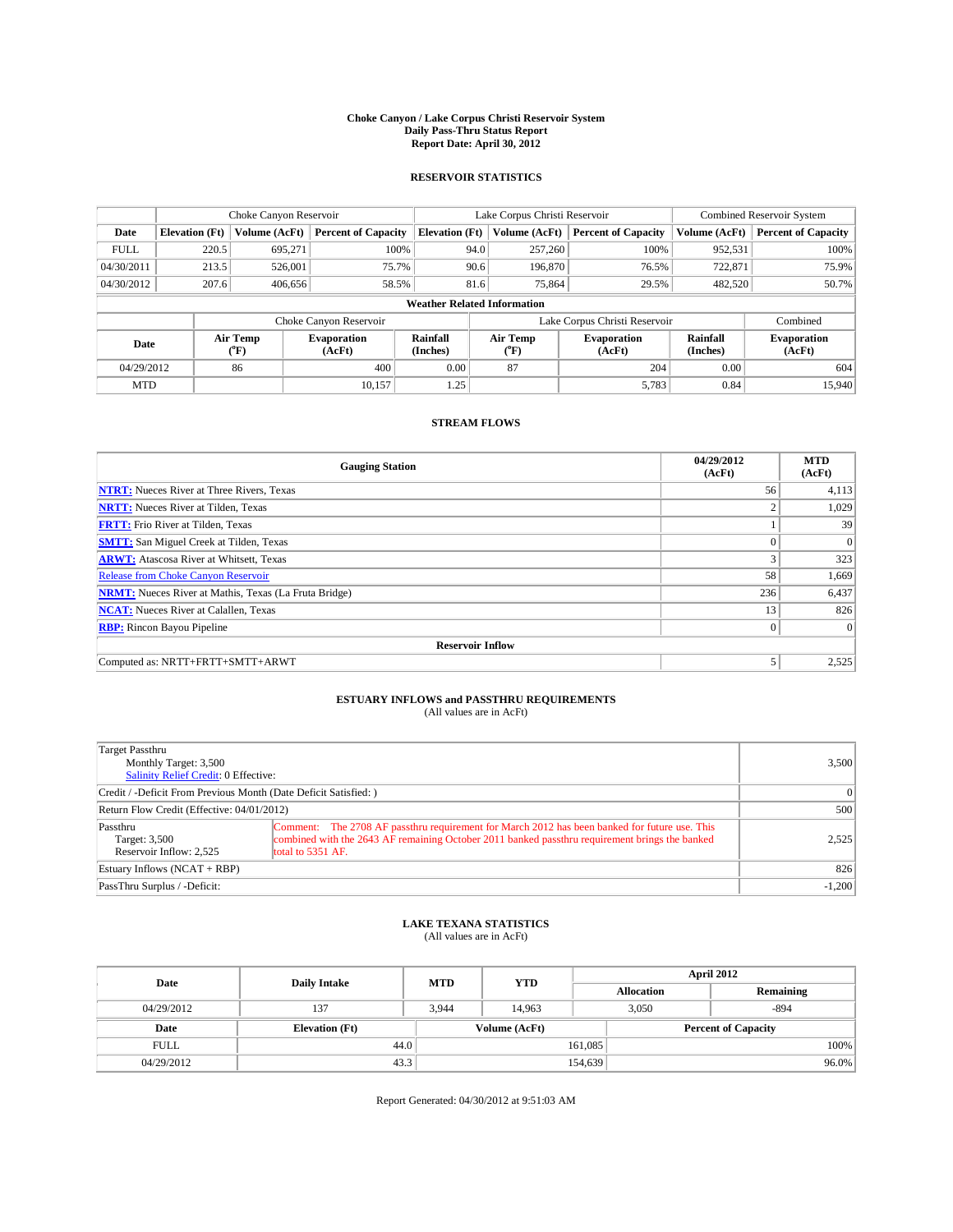**Choke Canyon / Lake Corpus Christi Reservoir System**
**Daily Pass-Thru Status Report**
**Report Date: April 30, 2012**

## RESERVOIR STATISTICS

| | Choke Canyon Reservoir | | | Lake Corpus Christi Reservoir | | | Combined Reservoir System | |
|---|---|---|---|---|---|---|---|---|
| Date | Elevation (Ft) | Volume (AcFt) | Percent of Capacity | Elevation (Ft) | Volume (AcFt) | Percent of Capacity | Volume (AcFt) | Percent of Capacity |
| FULL | 220.5 | 695,271 | 100% | 94.0 | 257,260 | 100% | 952,531 | 100% |
| 04/30/2011 | 213.5 | 526,001 | 75.7% | 90.6 | 196,870 | 76.5% | 722,871 | 75.9% |
| 04/30/2012 | 207.6 | 406,656 | 58.5% | 81.6 | 75,864 | 29.5% | 482,520 | 50.7% |

**Weather Related Information**

| | Choke Canyon Reservoir | | | Lake Corpus Christi Reservoir | | | Combined |
|---|---|---|---|---|---|---|---|
| Date | Air Temp (°F) | Evaporation (AcFt) | Rainfall (Inches) | Air Temp (°F) | Evaporation (AcFt) | Rainfall (Inches) | Evaporation (AcFt) |
| 04/29/2012 | 86 | 400 | 0.00 | 87 | 204 | 0.00 | 604 |
| MTD | | 10,157 | 1.25 | | 5,783 | 0.84 | 15,940 |

## STREAM FLOWS

| Gauging Station | 04/29/2012 (AcFt) | MTD (AcFt) |
|---|---|---|
| **NTRT:** Nueces River at Three Rivers, Texas | 56 | 4,113 |
| **NRTT:** Nueces River at Tilden, Texas | 2 | 1,029 |
| **FRTT:** Frio River at Tilden, Texas | 1 | 39 |
| **SMTT:** San Miguel Creek at Tilden, Texas | 0 | 0 |
| **ARWT:** Atascosa River at Whitsett, Texas | 3 | 323 |
| Release from Choke Canyon Reservoir | 58 | 1,669 |
| **NRMT:** Nueces River at Mathis, Texas (La Fruta Bridge) | 236 | 6,437 |
| **NCAT:** Nueces River at Calallen, Texas | 13 | 826 |
| **RBP:** Rincon Bayou Pipeline | 0 | 0 |
| **Reservoir Inflow** | | |
| Computed as: NRTT+FRTT+SMTT+ARWT | 5 | 2,525 |

## ESTUARY INFLOWS and PASSTHRU REQUIREMENTS
(All values are in AcFt)

| | | |
|---|---|---|
| Target Passthru<br>Monthly Target: 3,500<br>Salinity Relief Credit: 0 Effective: | | 3,500 |
| Credit / -Deficit From Previous Month (Date Deficit Satisfied: ) | | 0 |
| Return Flow Credit (Effective: 04/01/2012) | | 500 |
| Passthru<br>Target: 3,500<br>Reservoir Inflow: 2,525 | Comment: The 2708 AF passthru requirement for March 2012 has been banked for future use. This combined with the 2643 AF remaining October 2011 banked passthru requirement brings the banked total to 5351 AF. | 2,525 |
| Estuary Inflows (NCAT + RBP) | | 826 |
| PassThru Surplus / -Deficit: | | -1,200 |

## LAKE TEXANA STATISTICS
(All values are in AcFt)

| Date | Daily Intake | MTD | YTD | April 2012 Allocation | April 2012 Remaining |
|---|---|---|---|---|---|
| 04/29/2012 | 137 | 3,944 | 14,963 | 3,050 | -894 |

| Date | Elevation (Ft) | Volume (AcFt) | Percent of Capacity |
|---|---|---|---|
| FULL | 44.0 | 161,085 | 100% |
| 04/29/2012 | 43.3 | 154,639 | 96.0% |

Report Generated: 04/30/2012 at 9:51:03 AM